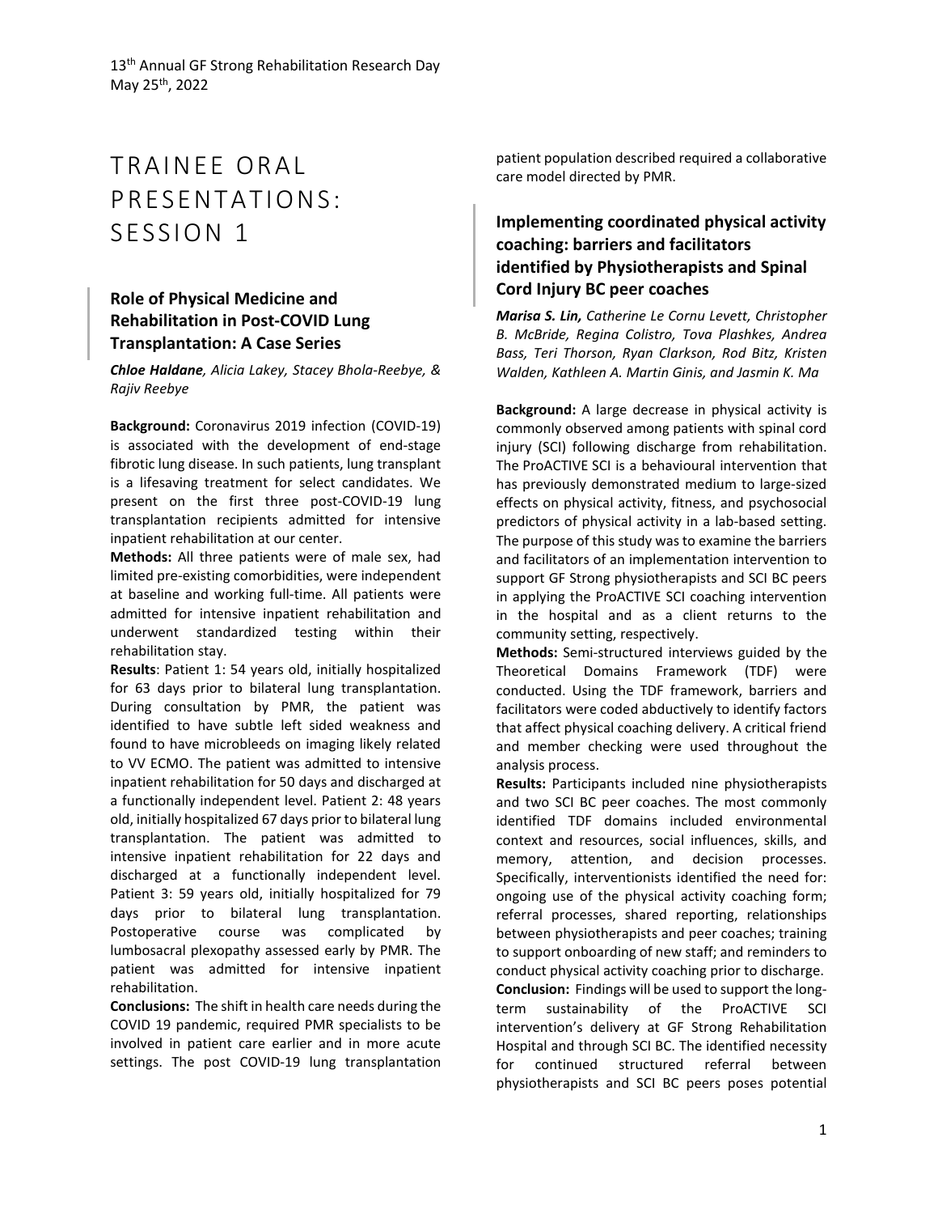# TRAINEE ORAL PRESENTATIONS: SESSION 1

## Role of Physical Medicine and Rehabilitation in Post-COVID Lung Transplantation: A Case Series

***Chloe Haldane**, Alicia Lakey, Stacey Bhola-Reebye, & Rajiv Reebye*

**Background:** Coronavirus 2019 infection (COVID-19) is associated with the development of end-stage fibrotic lung disease. In such patients, lung transplant is a lifesaving treatment for select candidates. We present on the first three post-COVID-19 lung transplantation recipients admitted for intensive inpatient rehabilitation at our center.

**Methods:** All three patients were of male sex, had limited pre-existing comorbidities, were independent at baseline and working full-time. All patients were admitted for intensive inpatient rehabilitation and underwent standardized testing within their rehabilitation stay.

**Results**: Patient 1: 54 years old, initially hospitalized for 63 days prior to bilateral lung transplantation. During consultation by PMR, the patient was identified to have subtle left sided weakness and found to have microbleeds on imaging likely related to VV ECMO. The patient was admitted to intensive inpatient rehabilitation for 50 days and discharged at a functionally independent level. Patient 2: 48 years old, initially hospitalized 67 days prior to bilateral lung transplantation. The patient was admitted to intensive inpatient rehabilitation for 22 days and discharged at a functionally independent level. Patient 3: 59 years old, initially hospitalized for 79 days prior to bilateral lung transplantation. Postoperative course was complicated by lumbosacral plexopathy assessed early by PMR. The patient was admitted for intensive inpatient rehabilitation.

**Conclusions:** The shift in health care needs during the COVID 19 pandemic, required PMR specialists to be involved in patient care earlier and in more acute settings. The post COVID-19 lung transplantation patient population described required a collaborative care model directed by PMR.

## Implementing coordinated physical activity coaching: barriers and facilitators identified by Physiotherapists and Spinal Cord Injury BC peer coaches

***Marisa S. Lin,** Catherine Le Cornu Levett, Christopher B. McBride, Regina Colistro, Tova Plashkes, Andrea Bass, Teri Thorson, Ryan Clarkson, Rod Bitz, Kristen Walden, Kathleen A. Martin Ginis, and Jasmin K. Ma*

**Background:** A large decrease in physical activity is commonly observed among patients with spinal cord injury (SCI) following discharge from rehabilitation. The ProACTIVE SCI is a behavioural intervention that has previously demonstrated medium to large-sized effects on physical activity, fitness, and psychosocial predictors of physical activity in a lab-based setting. The purpose of this study was to examine the barriers and facilitators of an implementation intervention to support GF Strong physiotherapists and SCI BC peers in applying the ProACTIVE SCI coaching intervention in the hospital and as a client returns to the community setting, respectively.

**Methods:** Semi-structured interviews guided by the Theoretical Domains Framework (TDF) were conducted. Using the TDF framework, barriers and facilitators were coded abductively to identify factors that affect physical coaching delivery. A critical friend and member checking were used throughout the analysis process.

**Results:** Participants included nine physiotherapists and two SCI BC peer coaches. The most commonly identified TDF domains included environmental context and resources, social influences, skills, and memory, attention, and decision processes. Specifically, interventionists identified the need for: ongoing use of the physical activity coaching form; referral processes, shared reporting, relationships between physiotherapists and peer coaches; training to support onboarding of new staff; and reminders to conduct physical activity coaching prior to discharge.

**Conclusion:** Findings will be used to support the long-term sustainability of the ProACTIVE SCI intervention's delivery at GF Strong Rehabilitation Hospital and through SCI BC. The identified necessity for continued structured referral between physiotherapists and SCI BC peers poses potential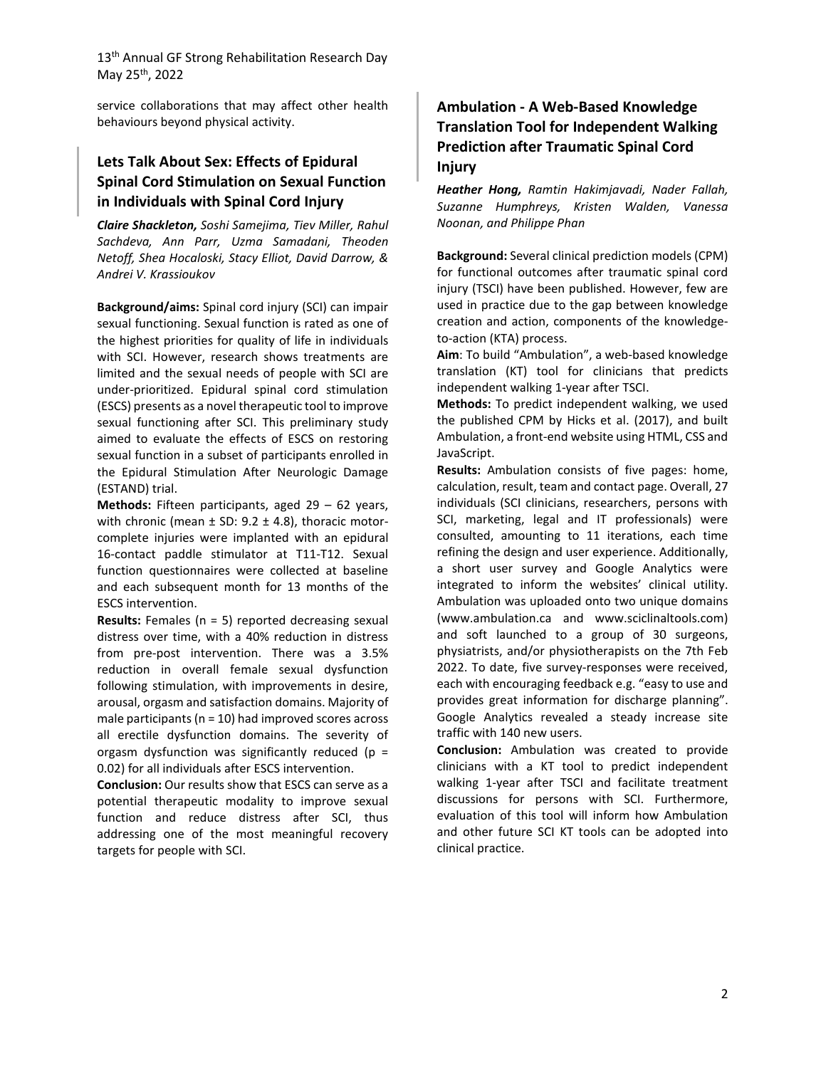service collaborations that may affect other health behaviours beyond physical activity.

## Lets Talk About Sex: Effects of Epidural Spinal Cord Stimulation on Sexual Function in Individuals with Spinal Cord Injury

***Claire Shackleton,*** *Soshi Samejima, Tiev Miller, Rahul Sachdeva, Ann Parr, Uzma Samadani, Theoden Netoff, Shea Hocaloski, Stacy Elliot, David Darrow, & Andrei V. Krassioukov*

**Background/aims:** Spinal cord injury (SCI) can impair sexual functioning. Sexual function is rated as one of the highest priorities for quality of life in individuals with SCI. However, research shows treatments are limited and the sexual needs of people with SCI are under-prioritized. Epidural spinal cord stimulation (ESCS) presents as a novel therapeutic tool to improve sexual functioning after SCI. This preliminary study aimed to evaluate the effects of ESCS on restoring sexual function in a subset of participants enrolled in the Epidural Stimulation After Neurologic Damage (ESTAND) trial.

**Methods:** Fifteen participants, aged 29 – 62 years, with chronic (mean ± SD: 9.2 ± 4.8), thoracic motor-complete injuries were implanted with an epidural 16-contact paddle stimulator at T11-T12. Sexual function questionnaires were collected at baseline and each subsequent month for 13 months of the ESCS intervention.

**Results:** Females (n = 5) reported decreasing sexual distress over time, with a 40% reduction in distress from pre-post intervention. There was a 3.5% reduction in overall female sexual dysfunction following stimulation, with improvements in desire, arousal, orgasm and satisfaction domains. Majority of male participants (n = 10) had improved scores across all erectile dysfunction domains. The severity of orgasm dysfunction was significantly reduced ($p = 0.02$) for all individuals after ESCS intervention.

**Conclusion:** Our results show that ESCS can serve as a potential therapeutic modality to improve sexual function and reduce distress after SCI, thus addressing one of the most meaningful recovery targets for people with SCI.

## Ambulation - A Web-Based Knowledge Translation Tool for Independent Walking Prediction after Traumatic Spinal Cord Injury

***Heather Hong,*** *Ramtin Hakimjavadi, Nader Fallah, Suzanne Humphreys, Kristen Walden, Vanessa Noonan, and Philippe Phan*

**Background:** Several clinical prediction models (CPM) for functional outcomes after traumatic spinal cord injury (TSCI) have been published. However, few are used in practice due to the gap between knowledge creation and action, components of the knowledge-to-action (KTA) process.

**Aim**: To build "Ambulation", a web-based knowledge translation (KT) tool for clinicians that predicts independent walking 1-year after TSCI.

**Methods:** To predict independent walking, we used the published CPM by Hicks et al. (2017), and built Ambulation, a front-end website using HTML, CSS and JavaScript.

**Results:** Ambulation consists of five pages: home, calculation, result, team and contact page. Overall, 27 individuals (SCI clinicians, researchers, persons with SCI, marketing, legal and IT professionals) were consulted, amounting to 11 iterations, each time refining the design and user experience. Additionally, a short user survey and Google Analytics were integrated to inform the websites' clinical utility. Ambulation was uploaded onto two unique domains (www.ambulation.ca and www.sciclinaltools.com) and soft launched to a group of 30 surgeons, physiatrists, and/or physiotherapists on the 7th Feb 2022. To date, five survey-responses were received, each with encouraging feedback e.g. "easy to use and provides great information for discharge planning". Google Analytics revealed a steady increase site traffic with 140 new users.

**Conclusion:** Ambulation was created to provide clinicians with a KT tool to predict independent walking 1-year after TSCI and facilitate treatment discussions for persons with SCI. Furthermore, evaluation of this tool will inform how Ambulation and other future SCI KT tools can be adopted into clinical practice.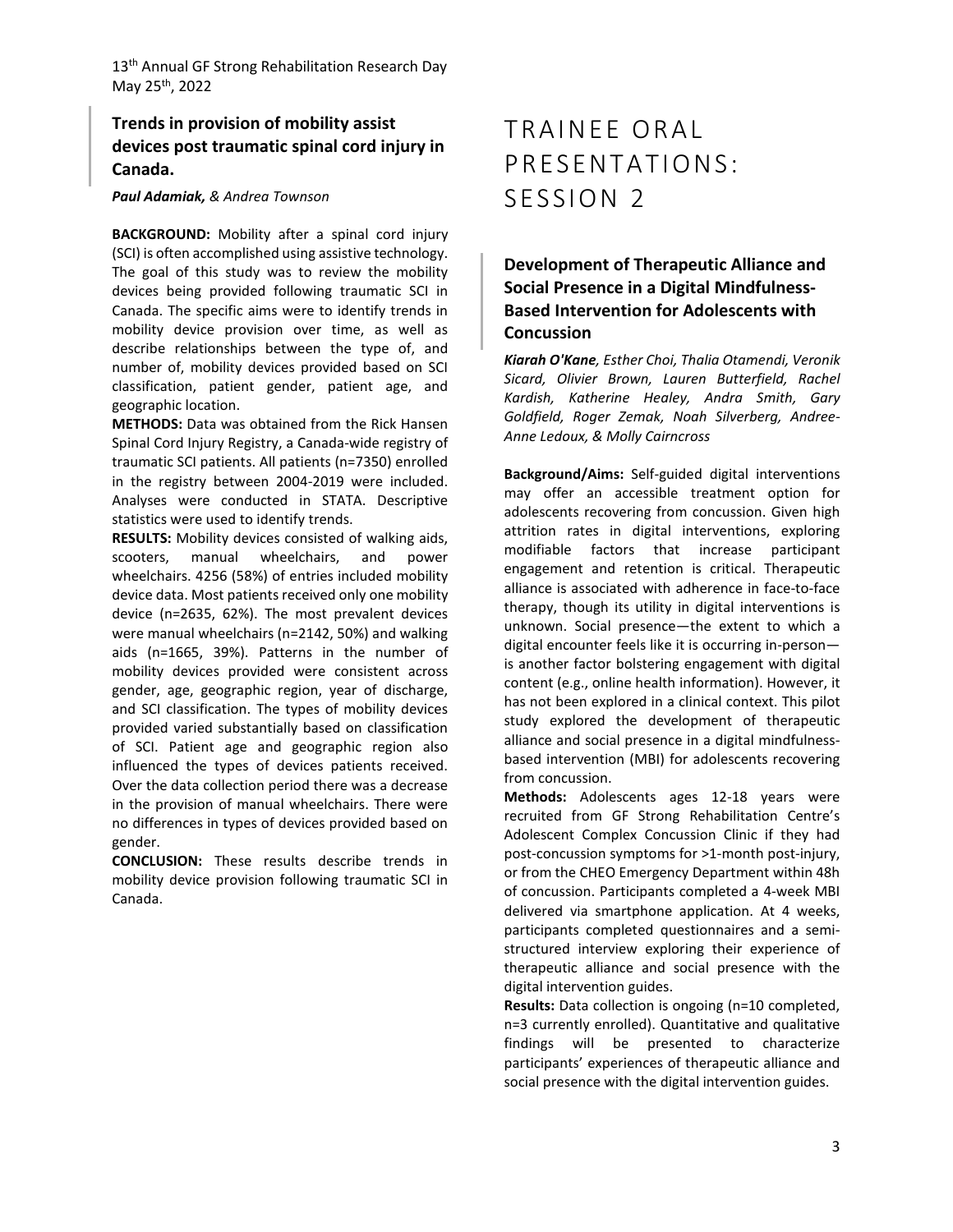## Trends in provision of mobility assist devices post traumatic spinal cord injury in Canada.

***Paul Adamiak,*** *& Andrea Townson*

**BACKGROUND:** Mobility after a spinal cord injury (SCI) is often accomplished using assistive technology. The goal of this study was to review the mobility devices being provided following traumatic SCI in Canada. The specific aims were to identify trends in mobility device provision over time, as well as describe relationships between the type of, and number of, mobility devices provided based on SCI classification, patient gender, patient age, and geographic location.

**METHODS:** Data was obtained from the Rick Hansen Spinal Cord Injury Registry, a Canada-wide registry of traumatic SCI patients. All patients (n=7350) enrolled in the registry between 2004-2019 were included. Analyses were conducted in STATA. Descriptive statistics were used to identify trends.

**RESULTS:** Mobility devices consisted of walking aids, scooters, manual wheelchairs, and power wheelchairs. 4256 (58%) of entries included mobility device data. Most patients received only one mobility device (n=2635, 62%). The most prevalent devices were manual wheelchairs (n=2142, 50%) and walking aids (n=1665, 39%). Patterns in the number of mobility devices provided were consistent across gender, age, geographic region, year of discharge, and SCI classification. The types of mobility devices provided varied substantially based on classification of SCI. Patient age and geographic region also influenced the types of devices patients received. Over the data collection period there was a decrease in the provision of manual wheelchairs. There were no differences in types of devices provided based on gender.

**CONCLUSION:** These results describe trends in mobility device provision following traumatic SCI in Canada.

# TRAINEE ORAL PRESENTATIONS: SESSION 2

## Development of Therapeutic Alliance and Social Presence in a Digital Mindfulness-Based Intervention for Adolescents with Concussion

***Kiarah O'Kane****, Esther Choi, Thalia Otamendi, Veronik Sicard, Olivier Brown, Lauren Butterfield, Rachel Kardish, Katherine Healey, Andra Smith, Gary Goldfield, Roger Zemak, Noah Silverberg, Andree-Anne Ledoux, & Molly Cairncross*

**Background/Aims:** Self-guided digital interventions may offer an accessible treatment option for adolescents recovering from concussion. Given high attrition rates in digital interventions, exploring modifiable factors that increase participant engagement and retention is critical. Therapeutic alliance is associated with adherence in face-to-face therapy, though its utility in digital interventions is unknown. Social presence—the extent to which a digital encounter feels like it is occurring in-person—is another factor bolstering engagement with digital content (e.g., online health information). However, it has not been explored in a clinical context. This pilot study explored the development of therapeutic alliance and social presence in a digital mindfulness-based intervention (MBI) for adolescents recovering from concussion.

**Methods:** Adolescents ages 12-18 years were recruited from GF Strong Rehabilitation Centre's Adolescent Complex Concussion Clinic if they had post-concussion symptoms for >1-month post-injury, or from the CHEO Emergency Department within 48h of concussion. Participants completed a 4-week MBI delivered via smartphone application. At 4 weeks, participants completed questionnaires and a semi-structured interview exploring their experience of therapeutic alliance and social presence with the digital intervention guides.

**Results:** Data collection is ongoing (n=10 completed, n=3 currently enrolled). Quantitative and qualitative findings will be presented to characterize participants' experiences of therapeutic alliance and social presence with the digital intervention guides.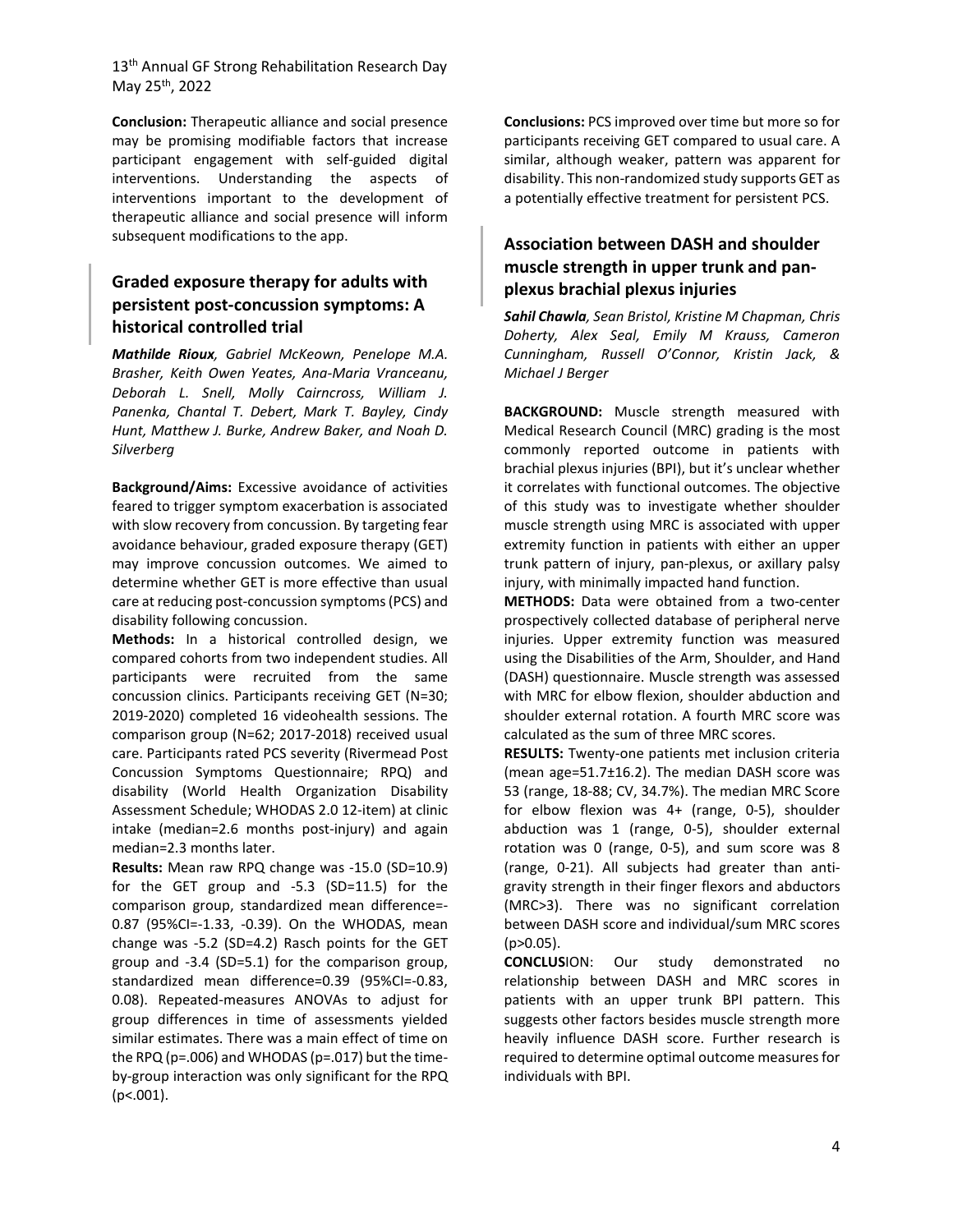**Conclusion:** Therapeutic alliance and social presence may be promising modifiable factors that increase participant engagement with self-guided digital interventions. Understanding the aspects of interventions important to the development of therapeutic alliance and social presence will inform subsequent modifications to the app.

## Graded exposure therapy for adults with persistent post-concussion symptoms: A historical controlled trial

***Mathilde Rioux****, Gabriel McKeown, Penelope M.A. Brasher, Keith Owen Yeates, Ana-Maria Vranceanu, Deborah L. Snell, Molly Cairncross, William J. Panenka, Chantal T. Debert, Mark T. Bayley, Cindy Hunt, Matthew J. Burke, Andrew Baker, and Noah D. Silverberg*

**Background/Aims:** Excessive avoidance of activities feared to trigger symptom exacerbation is associated with slow recovery from concussion. By targeting fear avoidance behaviour, graded exposure therapy (GET) may improve concussion outcomes. We aimed to determine whether GET is more effective than usual care at reducing post-concussion symptoms (PCS) and disability following concussion.

**Methods:** In a historical controlled design, we compared cohorts from two independent studies. All participants were recruited from the same concussion clinics. Participants receiving GET (N=30; 2019-2020) completed 16 videohealth sessions. The comparison group (N=62; 2017-2018) received usual care. Participants rated PCS severity (Rivermead Post Concussion Symptoms Questionnaire; RPQ) and disability (World Health Organization Disability Assessment Schedule; WHODAS 2.0 12-item) at clinic intake (median=2.6 months post-injury) and again median=2.3 months later.

**Results:** Mean raw RPQ change was -15.0 (SD=10.9) for the GET group and -5.3 (SD=11.5) for the comparison group, standardized mean difference=-0.87 (95%CI=-1.33, -0.39). On the WHODAS, mean change was -5.2 (SD=4.2) Rasch points for the GET group and -3.4 (SD=5.1) for the comparison group, standardized mean difference=0.39 (95%CI=-0.83, 0.08). Repeated-measures ANOVAs to adjust for group differences in time of assessments yielded similar estimates. There was a main effect of time on the RPQ (p=.006) and WHODAS (p=.017) but the time-by-group interaction was only significant for the RPQ (p<.001).

**Conclusions:** PCS improved over time but more so for participants receiving GET compared to usual care. A similar, although weaker, pattern was apparent for disability. This non-randomized study supports GET as a potentially effective treatment for persistent PCS.

## Association between DASH and shoulder muscle strength in upper trunk and pan-plexus brachial plexus injuries

***Sahil Chawla****, Sean Bristol, Kristine M Chapman, Chris Doherty, Alex Seal, Emily M Krauss, Cameron Cunningham, Russell O'Connor, Kristin Jack, & Michael J Berger*

**BACKGROUND:** Muscle strength measured with Medical Research Council (MRC) grading is the most commonly reported outcome in patients with brachial plexus injuries (BPI), but it's unclear whether it correlates with functional outcomes. The objective of this study was to investigate whether shoulder muscle strength using MRC is associated with upper extremity function in patients with either an upper trunk pattern of injury, pan-plexus, or axillary palsy injury, with minimally impacted hand function.

**METHODS:** Data were obtained from a two-center prospectively collected database of peripheral nerve injuries. Upper extremity function was measured using the Disabilities of the Arm, Shoulder, and Hand (DASH) questionnaire. Muscle strength was assessed with MRC for elbow flexion, shoulder abduction and shoulder external rotation. A fourth MRC score was calculated as the sum of three MRC scores.

**RESULTS:** Twenty-one patients met inclusion criteria (mean age=51.7±16.2). The median DASH score was 53 (range, 18-88; CV, 34.7%). The median MRC Score for elbow flexion was 4+ (range, 0-5), shoulder abduction was 1 (range, 0-5), shoulder external rotation was 0 (range, 0-5), and sum score was 8 (range, 0-21). All subjects had greater than anti-gravity strength in their finger flexors and abductors (MRC>3). There was no significant correlation between DASH score and individual/sum MRC scores (p>0.05).

**CONCLUSION:** Our study demonstrated no relationship between DASH and MRC scores in patients with an upper trunk BPI pattern. This suggests other factors besides muscle strength more heavily influence DASH score. Further research is required to determine optimal outcome measures for individuals with BPI.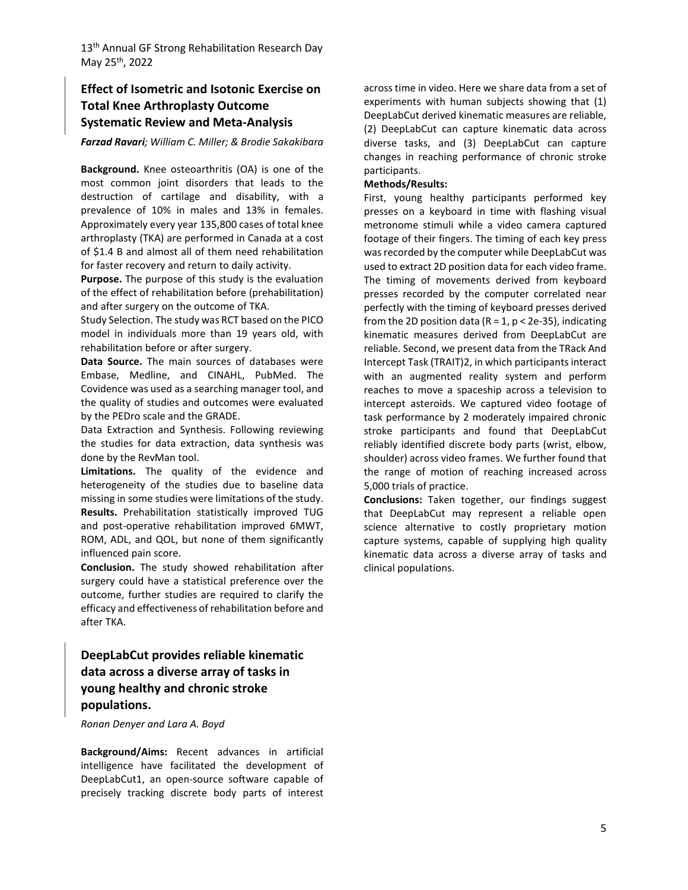## Effect of Isometric and Isotonic Exercise on Total Knee Arthroplasty Outcome Systematic Review and Meta-Analysis

***Farzad Ravari****; William C. Miller; & Brodie Sakakibara*

**Background.** Knee osteoarthritis (OA) is one of the most common joint disorders that leads to the destruction of cartilage and disability, with a prevalence of 10% in males and 13% in females. Approximately every year 135,800 cases of total knee arthroplasty (TKA) are performed in Canada at a cost of $1.4 B and almost all of them need rehabilitation for faster recovery and return to daily activity.

**Purpose.** The purpose of this study is the evaluation of the effect of rehabilitation before (prehabilitation) and after surgery on the outcome of TKA.

Study Selection. The study was RCT based on the PICO model in individuals more than 19 years old, with rehabilitation before or after surgery.

**Data Source.** The main sources of databases were Embase, Medline, and CINAHL, PubMed. The Covidence was used as a searching manager tool, and the quality of studies and outcomes were evaluated by the PEDro scale and the GRADE.

Data Extraction and Synthesis. Following reviewing the studies for data extraction, data synthesis was done by the RevMan tool.

**Limitations.** The quality of the evidence and heterogeneity of the studies due to baseline data missing in some studies were limitations of the study.

**Results.** Prehabilitation statistically improved TUG and post-operative rehabilitation improved 6MWT, ROM, ADL, and QOL, but none of them significantly influenced pain score.

**Conclusion.** The study showed rehabilitation after surgery could have a statistical preference over the outcome, further studies are required to clarify the efficacy and effectiveness of rehabilitation before and after TKA.

## DeepLabCut provides reliable kinematic data across a diverse array of tasks in young healthy and chronic stroke populations.

*Ronan Denyer and Lara A. Boyd*

**Background/Aims:** Recent advances in artificial intelligence have facilitated the development of DeepLabCut[1], an open-source software capable of precisely tracking discrete body parts of interest across time in video. Here we share data from a set of experiments with human subjects showing that (1) DeepLabCut derived kinematic measures are reliable, (2) DeepLabCut can capture kinematic data across diverse tasks, and (3) DeepLabCut can capture changes in reaching performance of chronic stroke participants.

**Methods/Results:**

First, young healthy participants performed key presses on a keyboard in time with flashing visual metronome stimuli while a video camera captured footage of their fingers. The timing of each key press was recorded by the computer while DeepLabCut was used to extract 2D position data for each video frame. The timing of movements derived from keyboard presses recorded by the computer correlated near perfectly with the timing of keyboard presses derived from the 2D position data ($R = 1$, $p < 2e\text{-}35$), indicating kinematic measures derived from DeepLabCut are reliable. Second, we present data from the TRack And Intercept Task (TRAIT)[2], in which participants interact with an augmented reality system and perform reaches to move a spaceship across a television to intercept asteroids. We captured video footage of task performance by 2 moderately impaired chronic stroke participants and found that DeepLabCut reliably identified discrete body parts (wrist, elbow, shoulder) across video frames. We further found that the range of motion of reaching increased across 5,000 trials of practice.

**Conclusions:** Taken together, our findings suggest that DeepLabCut may represent a reliable open science alternative to costly proprietary motion capture systems, capable of supplying high quality kinematic data across a diverse array of tasks and clinical populations.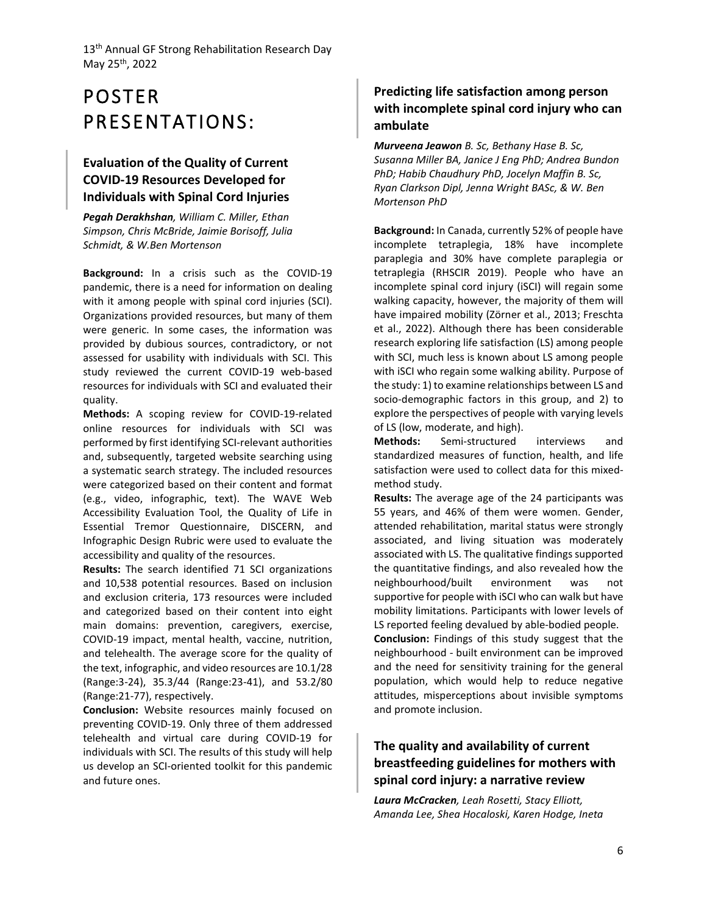# POSTER PRESENTATIONS:

### Evaluation of the Quality of Current COVID-19 Resources Developed for Individuals with Spinal Cord Injuries

***Pegah Derakhshan**, William C. Miller, Ethan Simpson, Chris McBride, Jaimie Borisoff, Julia Schmidt, & W.Ben Mortenson*

**Background:** In a crisis such as the COVID-19 pandemic, there is a need for information on dealing with it among people with spinal cord injuries (SCI). Organizations provided resources, but many of them were generic. In some cases, the information was provided by dubious sources, contradictory, or not assessed for usability with individuals with SCI. This study reviewed the current COVID-19 web-based resources for individuals with SCI and evaluated their quality.

**Methods:** A scoping review for COVID-19-related online resources for individuals with SCI was performed by first identifying SCI-relevant authorities and, subsequently, targeted website searching using a systematic search strategy. The included resources were categorized based on their content and format (e.g., video, infographic, text). The WAVE Web Accessibility Evaluation Tool, the Quality of Life in Essential Tremor Questionnaire, DISCERN, and Infographic Design Rubric were used to evaluate the accessibility and quality of the resources.

**Results:** The search identified 71 SCI organizations and 10,538 potential resources. Based on inclusion and exclusion criteria, 173 resources were included and categorized based on their content into eight main domains: prevention, caregivers, exercise, COVID-19 impact, mental health, vaccine, nutrition, and telehealth. The average score for the quality of the text, infographic, and video resources are 10.1/28 (Range:3-24), 35.3/44 (Range:23-41), and 53.2/80 (Range:21-77), respectively.

**Conclusion:** Website resources mainly focused on preventing COVID-19. Only three of them addressed telehealth and virtual care during COVID-19 for individuals with SCI. The results of this study will help us develop an SCI-oriented toolkit for this pandemic and future ones.

### Predicting life satisfaction among person with incomplete spinal cord injury who can ambulate

***Murveena Jeawon** B. Sc, Bethany Hase B. Sc, Susanna Miller BA, Janice J Eng PhD; Andrea Bundon PhD; Habib Chaudhury PhD, Jocelyn Maffin B. Sc, Ryan Clarkson Dipl, Jenna Wright BASc, & W. Ben Mortenson PhD*

**Background:** In Canada, currently 52% of people have incomplete tetraplegia, 18% have incomplete paraplegia and 30% have complete paraplegia or tetraplegia (RHSCIR 2019). People who have an incomplete spinal cord injury (iSCI) will regain some walking capacity, however, the majority of them will have impaired mobility (Zörner et al., 2013; Freschta et al., 2022). Although there has been considerable research exploring life satisfaction (LS) among people with SCI, much less is known about LS among people with iSCI who regain some walking ability. Purpose of the study: 1) to examine relationships between LS and socio-demographic factors in this group, and 2) to explore the perspectives of people with varying levels of LS (low, moderate, and high).

**Methods:** Semi-structured interviews and standardized measures of function, health, and life satisfaction were used to collect data for this mixed-method study.

**Results:** The average age of the 24 participants was 55 years, and 46% of them were women. Gender, attended rehabilitation, marital status were strongly associated, and living situation was moderately associated with LS. The qualitative findings supported the quantitative findings, and also revealed how the neighbourhood/built environment was not supportive for people with iSCI who can walk but have mobility limitations. Participants with lower levels of LS reported feeling devalued by able-bodied people.

**Conclusion:** Findings of this study suggest that the neighbourhood - built environment can be improved and the need for sensitivity training for the general population, which would help to reduce negative attitudes, misperceptions about invisible symptoms and promote inclusion.

### The quality and availability of current breastfeeding guidelines for mothers with spinal cord injury: a narrative review

***Laura McCracken**, Leah Rosetti, Stacy Elliott, Amanda Lee, Shea Hocaloski, Karen Hodge, Ineta*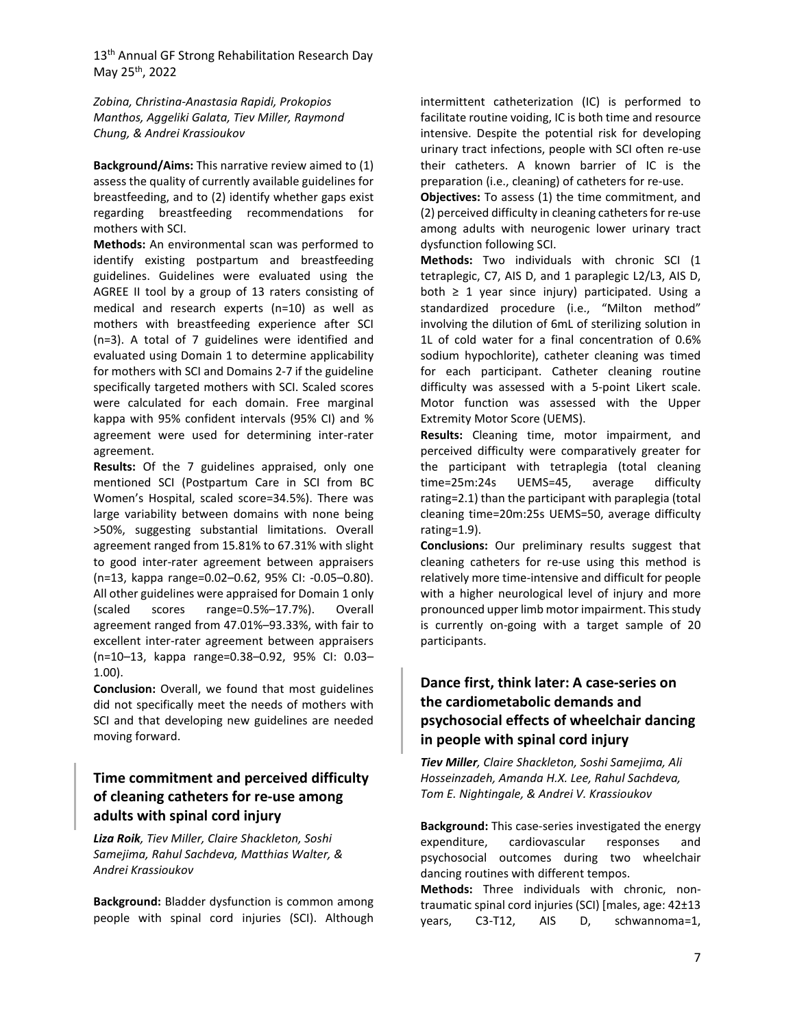*Zobina, Christina-Anastasia Rapidi, Prokopios Manthos, Aggeliki Galata, Tiev Miller, Raymond Chung, & Andrei Krassioukov*

**Background/Aims:** This narrative review aimed to (1) assess the quality of currently available guidelines for breastfeeding, and to (2) identify whether gaps exist regarding breastfeeding recommendations for mothers with SCI.

**Methods:** An environmental scan was performed to identify existing postpartum and breastfeeding guidelines. Guidelines were evaluated using the AGREE II tool by a group of 13 raters consisting of medical and research experts (n=10) as well as mothers with breastfeeding experience after SCI (n=3). A total of 7 guidelines were identified and evaluated using Domain 1 to determine applicability for mothers with SCI and Domains 2-7 if the guideline specifically targeted mothers with SCI. Scaled scores were calculated for each domain. Free marginal kappa with 95% confident intervals (95% CI) and % agreement were used for determining inter-rater agreement.

**Results:** Of the 7 guidelines appraised, only one mentioned SCI (Postpartum Care in SCI from BC Women's Hospital, scaled score=34.5%). There was large variability between domains with none being >50%, suggesting substantial limitations. Overall agreement ranged from 15.81% to 67.31% with slight to good inter-rater agreement between appraisers (n=13, kappa range=0.02–0.62, 95% CI: -0.05–0.80). All other guidelines were appraised for Domain 1 only (scaled scores range=0.5%–17.7%). Overall agreement ranged from 47.01%–93.33%, with fair to excellent inter-rater agreement between appraisers (n=10–13, kappa range=0.38–0.92, 95% CI: 0.03–1.00).

**Conclusion:** Overall, we found that most guidelines did not specifically meet the needs of mothers with SCI and that developing new guidelines are needed moving forward.

## Time commitment and perceived difficulty of cleaning catheters for re-use among adults with spinal cord injury

***Liza Roik**, Tiev Miller, Claire Shackleton, Soshi Samejima, Rahul Sachdeva, Matthias Walter, & Andrei Krassioukov*

**Background:** Bladder dysfunction is common among people with spinal cord injuries (SCI). Although intermittent catheterization (IC) is performed to facilitate routine voiding, IC is both time and resource intensive. Despite the potential risk for developing urinary tract infections, people with SCI often re-use their catheters. A known barrier of IC is the preparation (i.e., cleaning) of catheters for re-use.

**Objectives:** To assess (1) the time commitment, and (2) perceived difficulty in cleaning catheters for re-use among adults with neurogenic lower urinary tract dysfunction following SCI.

**Methods:** Two individuals with chronic SCI (1 tetraplegic, C7, AIS D, and 1 paraplegic L2/L3, AIS D, both ≥ 1 year since injury) participated. Using a standardized procedure (i.e., "Milton method" involving the dilution of 6mL of sterilizing solution in 1L of cold water for a final concentration of 0.6% sodium hypochlorite), catheter cleaning was timed for each participant. Catheter cleaning routine difficulty was assessed with a 5-point Likert scale. Motor function was assessed with the Upper Extremity Motor Score (UEMS).

**Results:** Cleaning time, motor impairment, and perceived difficulty were comparatively greater for the participant with tetraplegia (total cleaning time=25m:24s UEMS=45, average difficulty rating=2.1) than the participant with paraplegia (total cleaning time=20m:25s UEMS=50, average difficulty rating=1.9).

**Conclusions:** Our preliminary results suggest that cleaning catheters for re-use using this method is relatively more time-intensive and difficult for people with a higher neurological level of injury and more pronounced upper limb motor impairment. This study is currently on-going with a target sample of 20 participants.

## Dance first, think later: A case-series on the cardiometabolic demands and psychosocial effects of wheelchair dancing in people with spinal cord injury

***Tiev Miller**, Claire Shackleton, Soshi Samejima, Ali Hosseinzadeh, Amanda H.X. Lee, Rahul Sachdeva, Tom E. Nightingale, & Andrei V. Krassioukov*

**Background:** This case-series investigated the energy expenditure, cardiovascular responses and psychosocial outcomes during two wheelchair dancing routines with different tempos.

**Methods:** Three individuals with chronic, non-traumatic spinal cord injuries (SCI) [males, age: 42±13 years, C3-T12, AIS D, schwannoma=1,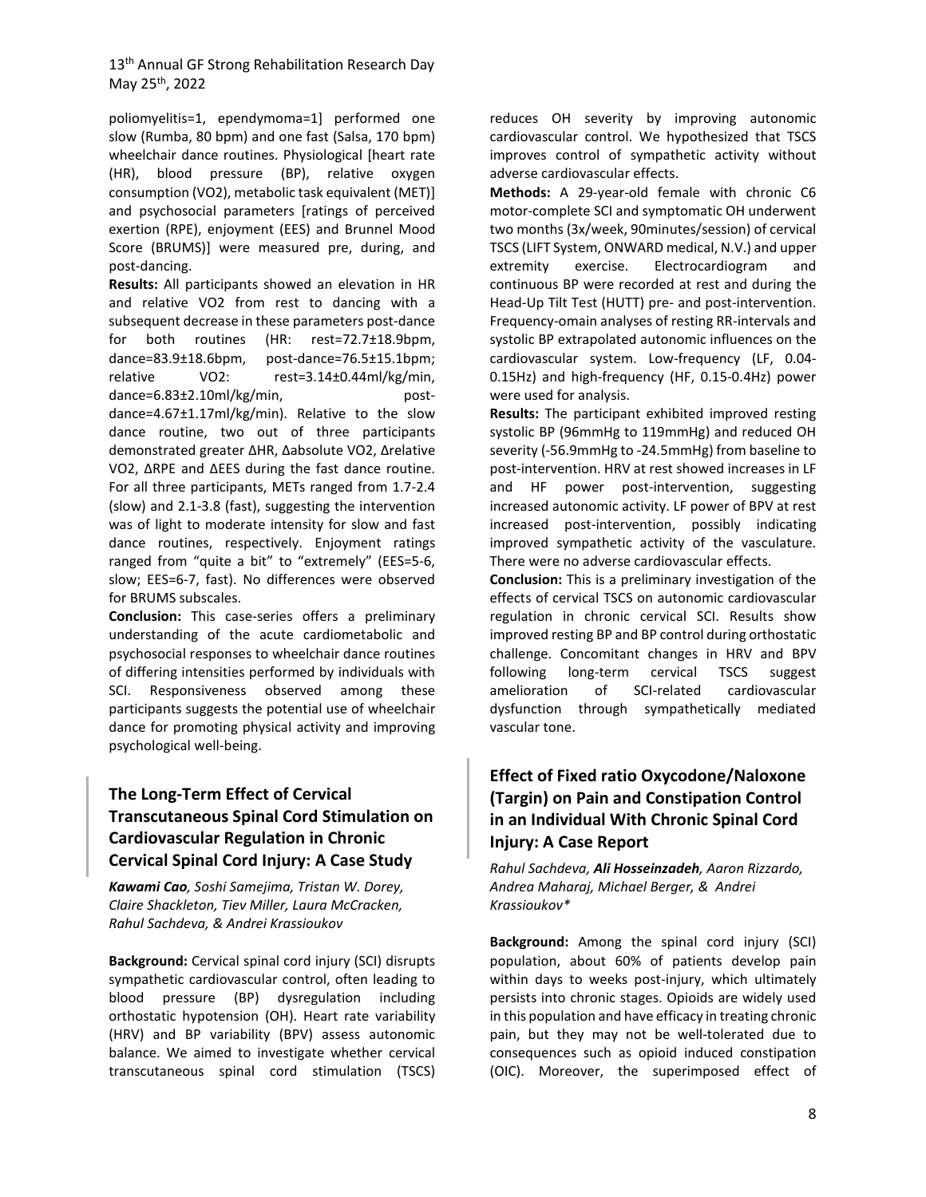poliomyelitis=1, ependymoma=1] performed one slow (Rumba, 80 bpm) and one fast (Salsa, 170 bpm) wheelchair dance routines. Physiological [heart rate (HR), blood pressure (BP), relative oxygen consumption (VO2), metabolic task equivalent (MET)] and psychosocial parameters [ratings of perceived exertion (RPE), enjoyment (EES) and Brunnel Mood Score (BRUMS)] were measured pre, during, and post-dancing.

**Results:** All participants showed an elevation in HR and relative VO2 from rest to dancing with a subsequent decrease in these parameters post-dance for both routines (HR: rest=72.7±18.9bpm, dance=83.9±18.6bpm, post-dance=76.5±15.1bpm; relative VO2: rest=3.14±0.44ml/kg/min, dance=6.83±2.10ml/kg/min, post-dance=4.67±1.17ml/kg/min). Relative to the slow dance routine, two out of three participants demonstrated greater ΔHR, Δabsolute VO2, Δrelative VO2, ΔRPE and ΔEES during the fast dance routine. For all three participants, METs ranged from 1.7-2.4 (slow) and 2.1-3.8 (fast), suggesting the intervention was of light to moderate intensity for slow and fast dance routines, respectively. Enjoyment ratings ranged from "quite a bit" to "extremely" (EES=5-6, slow; EES=6-7, fast). No differences were observed for BRUMS subscales.

**Conclusion:** This case-series offers a preliminary understanding of the acute cardiometabolic and psychosocial responses to wheelchair dance routines of differing intensities performed by individuals with SCI. Responsiveness observed among these participants suggests the potential use of wheelchair dance for promoting physical activity and improving psychological well-being.

## The Long-Term Effect of Cervical Transcutaneous Spinal Cord Stimulation on Cardiovascular Regulation in Chronic Cervical Spinal Cord Injury: A Case Study

***Kawami Cao****, Soshi Samejima, Tristan W. Dorey, Claire Shackleton, Tiev Miller, Laura McCracken, Rahul Sachdeva, & Andrei Krassioukov*

**Background:** Cervical spinal cord injury (SCI) disrupts sympathetic cardiovascular control, often leading to blood pressure (BP) dysregulation including orthostatic hypotension (OH). Heart rate variability (HRV) and BP variability (BPV) assess autonomic balance. We aimed to investigate whether cervical transcutaneous spinal cord stimulation (TSCS) reduces OH severity by improving autonomic cardiovascular control. We hypothesized that TSCS improves control of sympathetic activity without adverse cardiovascular effects.

**Methods:** A 29-year-old female with chronic C6 motor-complete SCI and symptomatic OH underwent two months (3x/week, 90minutes/session) of cervical TSCS (LIFT System, ONWARD medical, N.V.) and upper extremity exercise. Electrocardiogram and continuous BP were recorded at rest and during the Head-Up Tilt Test (HUTT) pre- and post-intervention. Frequency-omain analyses of resting RR-intervals and systolic BP extrapolated autonomic influences on the cardiovascular system. Low-frequency (LF, 0.04-0.15Hz) and high-frequency (HF, 0.15-0.4Hz) power were used for analysis.

**Results:** The participant exhibited improved resting systolic BP (96mmHg to 119mmHg) and reduced OH severity (-56.9mmHg to -24.5mmHg) from baseline to post-intervention. HRV at rest showed increases in LF and HF power post-intervention, suggesting increased autonomic activity. LF power of BPV at rest increased post-intervention, possibly indicating improved sympathetic activity of the vasculature. There were no adverse cardiovascular effects.

**Conclusion:** This is a preliminary investigation of the effects of cervical TSCS on autonomic cardiovascular regulation in chronic cervical SCI. Results show improved resting BP and BP control during orthostatic challenge. Concomitant changes in HRV and BPV following long-term cervical TSCS suggest amelioration of SCI-related cardiovascular dysfunction through sympathetically mediated vascular tone.

## Effect of Fixed ratio Oxycodone/Naloxone (Targin) on Pain and Constipation Control in an Individual With Chronic Spinal Cord Injury: A Case Report

*Rahul Sachdeva,* ***Ali Hosseinzadeh****, Aaron Rizzardo, Andrea Maharaj, Michael Berger, & Andrei Krassioukov**

**Background:** Among the spinal cord injury (SCI) population, about 60% of patients develop pain within days to weeks post-injury, which ultimately persists into chronic stages. Opioids are widely used in this population and have efficacy in treating chronic pain, but they may not be well-tolerated due to consequences such as opioid induced constipation (OIC). Moreover, the superimposed effect of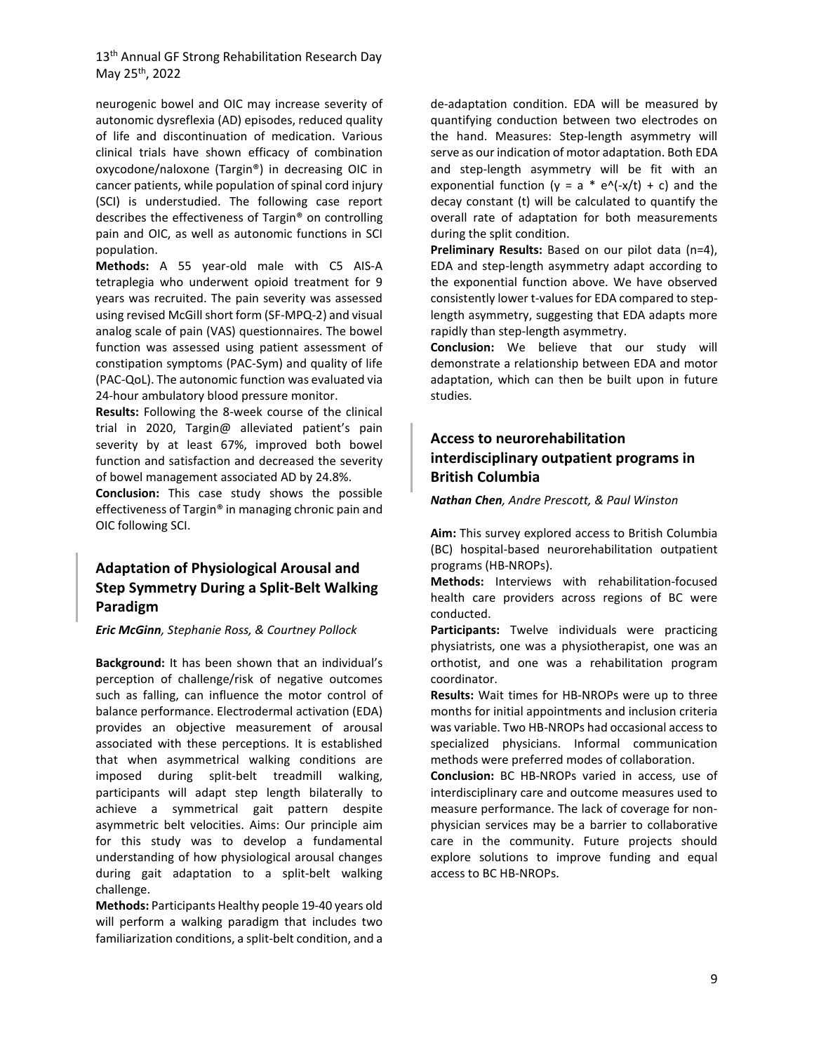neurogenic bowel and OIC may increase severity of autonomic dysreflexia (AD) episodes, reduced quality of life and discontinuation of medication. Various clinical trials have shown efficacy of combination oxycodone/naloxone (Targin®) in decreasing OIC in cancer patients, while population of spinal cord injury (SCI) is understudied. The following case report describes the effectiveness of Targin® on controlling pain and OIC, as well as autonomic functions in SCI population.

**Methods:** A 55 year-old male with C5 AIS-A tetraplegia who underwent opioid treatment for 9 years was recruited. The pain severity was assessed using revised McGill short form (SF-MPQ-2) and visual analog scale of pain (VAS) questionnaires. The bowel function was assessed using patient assessment of constipation symptoms (PAC-Sym) and quality of life (PAC-QoL). The autonomic function was evaluated via 24-hour ambulatory blood pressure monitor.

**Results:** Following the 8-week course of the clinical trial in 2020, Targin@ alleviated patient's pain severity by at least 67%, improved both bowel function and satisfaction and decreased the severity of bowel management associated AD by 24.8%.

**Conclusion:** This case study shows the possible effectiveness of Targin® in managing chronic pain and OIC following SCI.

## Adaptation of Physiological Arousal and Step Symmetry During a Split-Belt Walking Paradigm

***Eric McGinn**, Stephanie Ross, & Courtney Pollock*

**Background:** It has been shown that an individual's perception of challenge/risk of negative outcomes such as falling, can influence the motor control of balance performance. Electrodermal activation (EDA) provides an objective measurement of arousal associated with these perceptions. It is established that when asymmetrical walking conditions are imposed during split-belt treadmill walking, participants will adapt step length bilaterally to achieve a symmetrical gait pattern despite asymmetric belt velocities. Aims: Our principle aim for this study was to develop a fundamental understanding of how physiological arousal changes during gait adaptation to a split-belt walking challenge.

**Methods:** Participants Healthy people 19-40 years old will perform a walking paradigm that includes two familiarization conditions, a split-belt condition, and a de-adaptation condition. EDA will be measured by quantifying conduction between two electrodes on the hand. Measures: Step-length asymmetry will serve as our indication of motor adaptation. Both EDA and step-length asymmetry will be fit with an exponential function ($y = a * e^{(-x/t)} + c$) and the decay constant (t) will be calculated to quantify the overall rate of adaptation for both measurements during the split condition.

**Preliminary Results:** Based on our pilot data (n=4), EDA and step-length asymmetry adapt according to the exponential function above. We have observed consistently lower t-values for EDA compared to step-length asymmetry, suggesting that EDA adapts more rapidly than step-length asymmetry.

**Conclusion:** We believe that our study will demonstrate a relationship between EDA and motor adaptation, which can then be built upon in future studies.

## Access to neurorehabilitation interdisciplinary outpatient programs in British Columbia

***Nathan Chen**, Andre Prescott, & Paul Winston*

**Aim:** This survey explored access to British Columbia (BC) hospital-based neurorehabilitation outpatient programs (HB-NROPs).

**Methods:** Interviews with rehabilitation-focused health care providers across regions of BC were conducted.

**Participants:** Twelve individuals were practicing physiatrists, one was a physiotherapist, one was an orthotist, and one was a rehabilitation program coordinator.

**Results:** Wait times for HB-NROPs were up to three months for initial appointments and inclusion criteria was variable. Two HB-NROPs had occasional access to specialized physicians. Informal communication methods were preferred modes of collaboration.

**Conclusion:** BC HB-NROPs varied in access, use of interdisciplinary care and outcome measures used to measure performance. The lack of coverage for non-physician services may be a barrier to collaborative care in the community. Future projects should explore solutions to improve funding and equal access to BC HB-NROPs.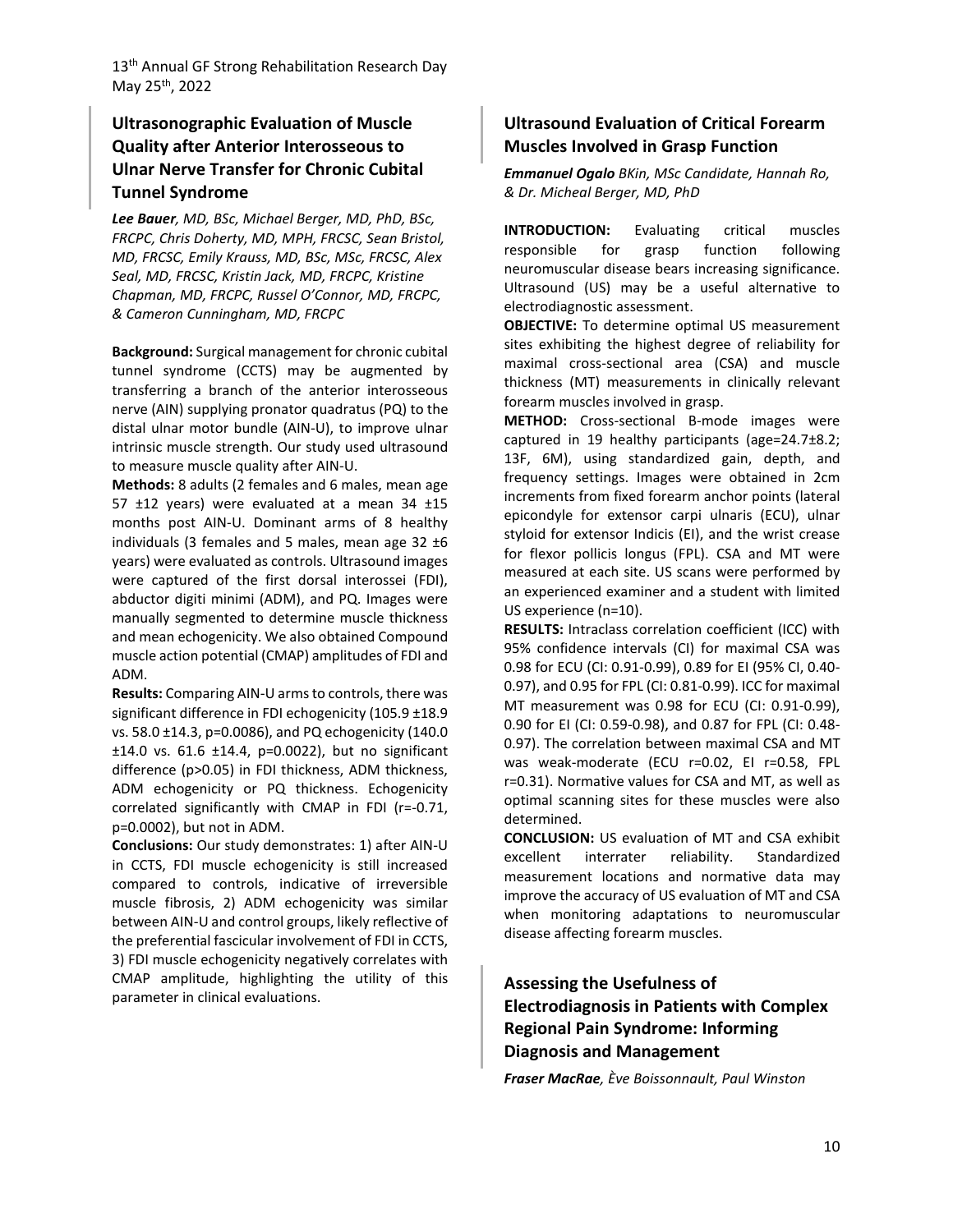## Ultrasonographic Evaluation of Muscle Quality after Anterior Interosseous to Ulnar Nerve Transfer for Chronic Cubital Tunnel Syndrome

***Lee Bauer**, MD, BSc, Michael Berger, MD, PhD, BSc, FRCPC, Chris Doherty, MD, MPH, FRCSC, Sean Bristol, MD, FRCSC, Emily Krauss, MD, BSc, MSc, FRCSC, Alex Seal, MD, FRCSC, Kristin Jack, MD, FRCPC, Kristine Chapman, MD, FRCPC, Russel O'Connor, MD, FRCPC, & Cameron Cunningham, MD, FRCPC*

**Background:** Surgical management for chronic cubital tunnel syndrome (CCTS) may be augmented by transferring a branch of the anterior interosseous nerve (AIN) supplying pronator quadratus (PQ) to the distal ulnar motor bundle (AIN-U), to improve ulnar intrinsic muscle strength. Our study used ultrasound to measure muscle quality after AIN-U.

**Methods:** 8 adults (2 females and 6 males, mean age 57 ±12 years) were evaluated at a mean 34 ±15 months post AIN-U. Dominant arms of 8 healthy individuals (3 females and 5 males, mean age 32 ±6 years) were evaluated as controls. Ultrasound images were captured of the first dorsal interossei (FDI), abductor digiti minimi (ADM), and PQ. Images were manually segmented to determine muscle thickness and mean echogenicity. We also obtained Compound muscle action potential (CMAP) amplitudes of FDI and ADM.

**Results:** Comparing AIN-U arms to controls, there was significant difference in FDI echogenicity (105.9 ±18.9 vs. 58.0 ±14.3, $p=0.0086$), and PQ echogenicity (140.0 ±14.0 vs. 61.6 ±14.4, $p=0.0022$), but no significant difference ($p>0.05$) in FDI thickness, ADM thickness, ADM echogenicity or PQ thickness. Echogenicity correlated significantly with CMAP in FDI ($r=-0.71$, $p=0.0002$), but not in ADM.

**Conclusions:** Our study demonstrates: 1) after AIN-U in CCTS, FDI muscle echogenicity is still increased compared to controls, indicative of irreversible muscle fibrosis, 2) ADM echogenicity was similar between AIN-U and control groups, likely reflective of the preferential fascicular involvement of FDI in CCTS, 3) FDI muscle echogenicity negatively correlates with CMAP amplitude, highlighting the utility of this parameter in clinical evaluations.

## Ultrasound Evaluation of Critical Forearm Muscles Involved in Grasp Function

***Emmanuel Ogalo** BKin, MSc Candidate, Hannah Ro, & Dr. Micheal Berger, MD, PhD*

**INTRODUCTION:** Evaluating critical muscles responsible for grasp function following neuromuscular disease bears increasing significance. Ultrasound (US) may be a useful alternative to electrodiagnostic assessment.

**OBJECTIVE:** To determine optimal US measurement sites exhibiting the highest degree of reliability for maximal cross-sectional area (CSA) and muscle thickness (MT) measurements in clinically relevant forearm muscles involved in grasp.

**METHOD:** Cross-sectional B-mode images were captured in 19 healthy participants (age=24.7±8.2; 13F, 6M), using standardized gain, depth, and frequency settings. Images were obtained in 2cm increments from fixed forearm anchor points (lateral epicondyle for extensor carpi ulnaris (ECU), ulnar styloid for extensor Indicis (EI), and the wrist crease for flexor pollicis longus (FPL). CSA and MT were measured at each site. US scans were performed by an experienced examiner and a student with limited US experience (n=10).

**RESULTS:** Intraclass correlation coefficient (ICC) with 95% confidence intervals (CI) for maximal CSA was 0.98 for ECU (CI: 0.91-0.99), 0.89 for EI (95% CI, 0.40-0.97), and 0.95 for FPL (CI: 0.81-0.99). ICC for maximal MT measurement was 0.98 for ECU (CI: 0.91-0.99), 0.90 for EI (CI: 0.59-0.98), and 0.87 for FPL (CI: 0.48-0.97). The correlation between maximal CSA and MT was weak-moderate (ECU $r=0.02$, EI $r=0.58$, FPL $r=0.31$). Normative values for CSA and MT, as well as optimal scanning sites for these muscles were also determined.

**CONCLUSION:** US evaluation of MT and CSA exhibit excellent interrater reliability. Standardized measurement locations and normative data may improve the accuracy of US evaluation of MT and CSA when monitoring adaptations to neuromuscular disease affecting forearm muscles.

## Assessing the Usefulness of Electrodiagnosis in Patients with Complex Regional Pain Syndrome: Informing Diagnosis and Management

***Fraser MacRae**, Ève Boissonnault, Paul Winston*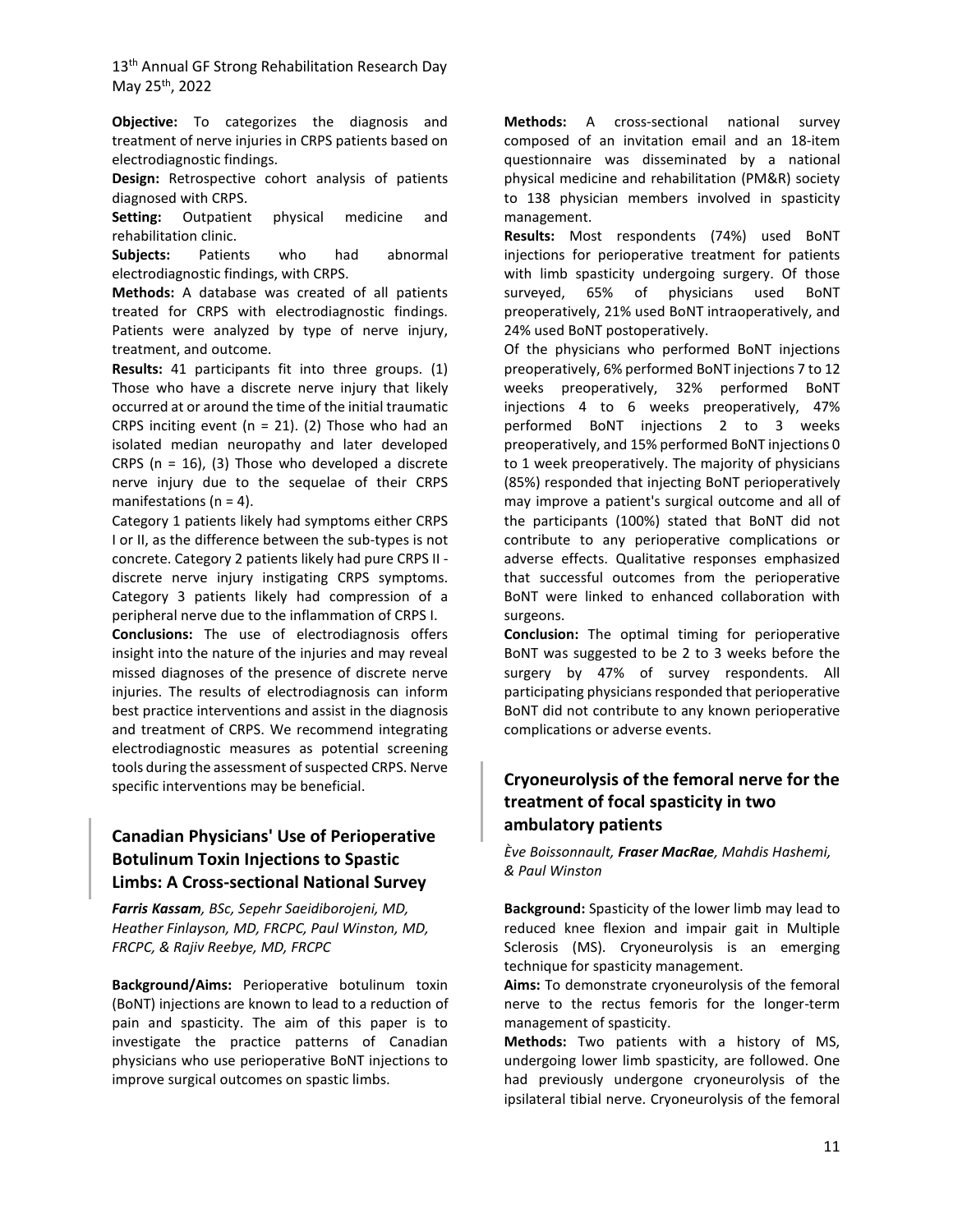**Objective:** To categorizes the diagnosis and treatment of nerve injuries in CRPS patients based on electrodiagnostic findings.

**Design:** Retrospective cohort analysis of patients diagnosed with CRPS.

**Setting:** Outpatient physical medicine and rehabilitation clinic.

**Subjects:** Patients who had abnormal electrodiagnostic findings, with CRPS.

**Methods:** A database was created of all patients treated for CRPS with electrodiagnostic findings. Patients were analyzed by type of nerve injury, treatment, and outcome.

**Results:** 41 participants fit into three groups. (1) Those who have a discrete nerve injury that likely occurred at or around the time of the initial traumatic CRPS inciting event (n = 21). (2) Those who had an isolated median neuropathy and later developed CRPS (n = 16), (3) Those who developed a discrete nerve injury due to the sequelae of their CRPS manifestations (n = 4).

Category 1 patients likely had symptoms either CRPS I or II, as the difference between the sub-types is not concrete. Category 2 patients likely had pure CRPS II - discrete nerve injury instigating CRPS symptoms. Category 3 patients likely had compression of a peripheral nerve due to the inflammation of CRPS I.

**Conclusions:** The use of electrodiagnosis offers insight into the nature of the injuries and may reveal missed diagnoses of the presence of discrete nerve injuries. The results of electrodiagnosis can inform best practice interventions and assist in the diagnosis and treatment of CRPS. We recommend integrating electrodiagnostic measures as potential screening tools during the assessment of suspected CRPS. Nerve specific interventions may be beneficial.

## Canadian Physicians' Use of Perioperative Botulinum Toxin Injections to Spastic Limbs: A Cross-sectional National Survey

***Farris Kassam**, BSc, Sepehr Saeidiborojeni, MD, Heather Finlayson, MD, FRCPC, Paul Winston, MD, FRCPC, & Rajiv Reebye, MD, FRCPC*

**Background/Aims:** Perioperative botulinum toxin (BoNT) injections are known to lead to a reduction of pain and spasticity. The aim of this paper is to investigate the practice patterns of Canadian physicians who use perioperative BoNT injections to improve surgical outcomes on spastic limbs.

**Methods:** A cross-sectional national survey composed of an invitation email and an 18-item questionnaire was disseminated by a national physical medicine and rehabilitation (PM&R) society to 138 physician members involved in spasticity management.

**Results:** Most respondents (74%) used BoNT injections for perioperative treatment for patients with limb spasticity undergoing surgery. Of those surveyed, 65% of physicians used BoNT preoperatively, 21% used BoNT intraoperatively, and 24% used BoNT postoperatively.

Of the physicians who performed BoNT injections preoperatively, 6% performed BoNT injections 7 to 12 weeks preoperatively, 32% performed BoNT injections 4 to 6 weeks preoperatively, 47% performed BoNT injections 2 to 3 weeks preoperatively, and 15% performed BoNT injections 0 to 1 week preoperatively. The majority of physicians (85%) responded that injecting BoNT perioperatively may improve a patient's surgical outcome and all of the participants (100%) stated that BoNT did not contribute to any perioperative complications or adverse effects. Qualitative responses emphasized that successful outcomes from the perioperative BoNT were linked to enhanced collaboration with surgeons.

**Conclusion:** The optimal timing for perioperative BoNT was suggested to be 2 to 3 weeks before the surgery by 47% of survey respondents. All participating physicians responded that perioperative BoNT did not contribute to any known perioperative complications or adverse events.

## Cryoneurolysis of the femoral nerve for the treatment of focal spasticity in two ambulatory patients

*Ève Boissonnault, **Fraser MacRae**, Mahdis Hashemi, & Paul Winston*

**Background:** Spasticity of the lower limb may lead to reduced knee flexion and impair gait in Multiple Sclerosis (MS). Cryoneurolysis is an emerging technique for spasticity management.

**Aims:** To demonstrate cryoneurolysis of the femoral nerve to the rectus femoris for the longer-term management of spasticity.

**Methods:** Two patients with a history of MS, undergoing lower limb spasticity, are followed. One had previously undergone cryoneurolysis of the ipsilateral tibial nerve. Cryoneurolysis of the femoral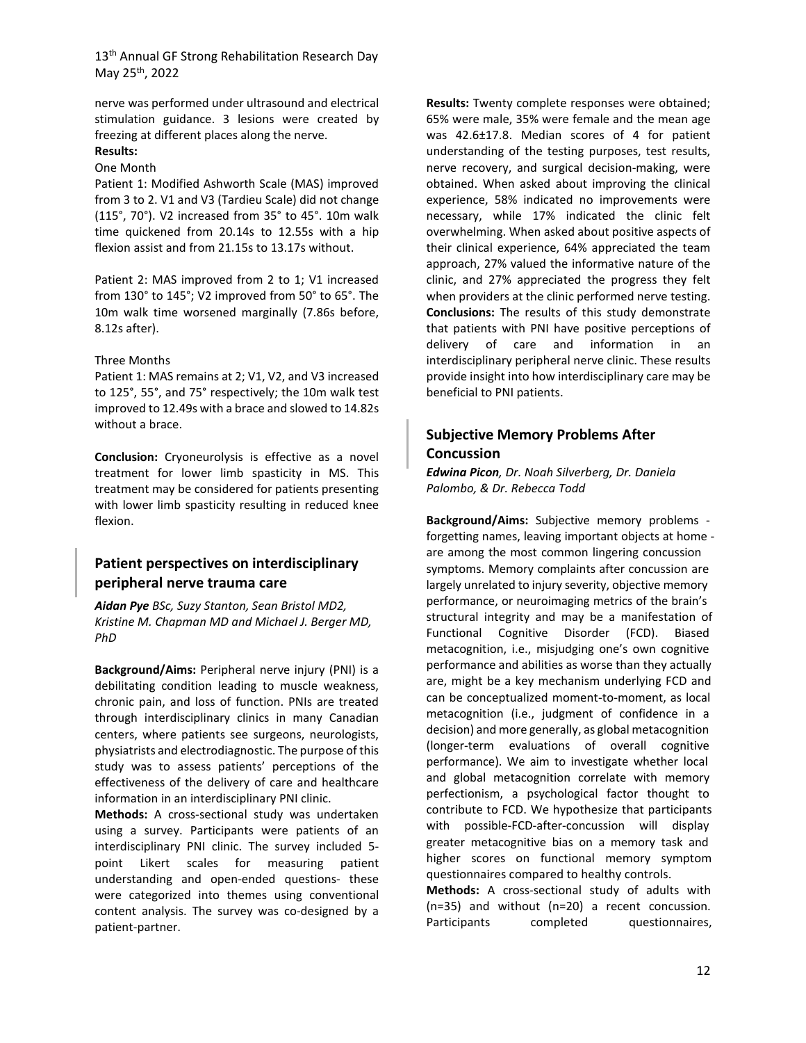nerve was performed under ultrasound and electrical stimulation guidance. 3 lesions were created by freezing at different places along the nerve.

**Results:**

One Month

Patient 1: Modified Ashworth Scale (MAS) improved from 3 to 2. V1 and V3 (Tardieu Scale) did not change (115°, 70°). V2 increased from 35° to 45°. 10m walk time quickened from 20.14s to 12.55s with a hip flexion assist and from 21.15s to 13.17s without.

Patient 2: MAS improved from 2 to 1; V1 increased from 130° to 145°; V2 improved from 50° to 65°. The 10m walk time worsened marginally (7.86s before, 8.12s after).

Three Months

Patient 1: MAS remains at 2; V1, V2, and V3 increased to 125°, 55°, and 75° respectively; the 10m walk test improved to 12.49s with a brace and slowed to 14.82s without a brace.

**Conclusion:** Cryoneurolysis is effective as a novel treatment for lower limb spasticity in MS. This treatment may be considered for patients presenting with lower limb spasticity resulting in reduced knee flexion.

## Patient perspectives on interdisciplinary peripheral nerve trauma care

***Aidan Pye** BSc, Suzy Stanton, Sean Bristol MD2, Kristine M. Chapman MD and Michael J. Berger MD, PhD*

**Background/Aims:** Peripheral nerve injury (PNI) is a debilitating condition leading to muscle weakness, chronic pain, and loss of function. PNIs are treated through interdisciplinary clinics in many Canadian centers, where patients see surgeons, neurologists, physiatrists and electrodiagnostic. The purpose of this study was to assess patients' perceptions of the effectiveness of the delivery of care and healthcare information in an interdisciplinary PNI clinic.

**Methods:** A cross-sectional study was undertaken using a survey. Participants were patients of an interdisciplinary PNI clinic. The survey included 5-point Likert scales for measuring patient understanding and open-ended questions- these were categorized into themes using conventional content analysis. The survey was co-designed by a patient-partner.

**Results:** Twenty complete responses were obtained; 65% were male, 35% were female and the mean age was 42.6±17.8. Median scores of 4 for patient understanding of the testing purposes, test results, nerve recovery, and surgical decision-making, were obtained. When asked about improving the clinical experience, 58% indicated no improvements were necessary, while 17% indicated the clinic felt overwhelming. When asked about positive aspects of their clinical experience, 64% appreciated the team approach, 27% valued the informative nature of the clinic, and 27% appreciated the progress they felt when providers at the clinic performed nerve testing.

**Conclusions:** The results of this study demonstrate that patients with PNI have positive perceptions of delivery of care and information in an interdisciplinary peripheral nerve clinic. These results provide insight into how interdisciplinary care may be beneficial to PNI patients.

## Subjective Memory Problems After Concussion

***Edwina Picon**, Dr. Noah Silverberg, Dr. Daniela Palombo, & Dr. Rebecca Todd*

**Background/Aims:** Subjective memory problems - forgetting names, leaving important objects at home - are among the most common lingering concussion symptoms. Memory complaints after concussion are largely unrelated to injury severity, objective memory performance, or neuroimaging metrics of the brain's structural integrity and may be a manifestation of Functional Cognitive Disorder (FCD). Biased metacognition, i.e., misjudging one's own cognitive performance and abilities as worse than they actually are, might be a key mechanism underlying FCD and can be conceptualized moment-to-moment, as local metacognition (i.e., judgment of confidence in a decision) and more generally, as global metacognition (longer-term evaluations of overall cognitive performance). We aim to investigate whether local and global metacognition correlate with memory perfectionism, a psychological factor thought to contribute to FCD. We hypothesize that participants with possible-FCD-after-concussion will display greater metacognitive bias on a memory task and higher scores on functional memory symptom questionnaires compared to healthy controls.

**Methods:** A cross-sectional study of adults with (n=35) and without (n=20) a recent concussion. Participants completed questionnaires,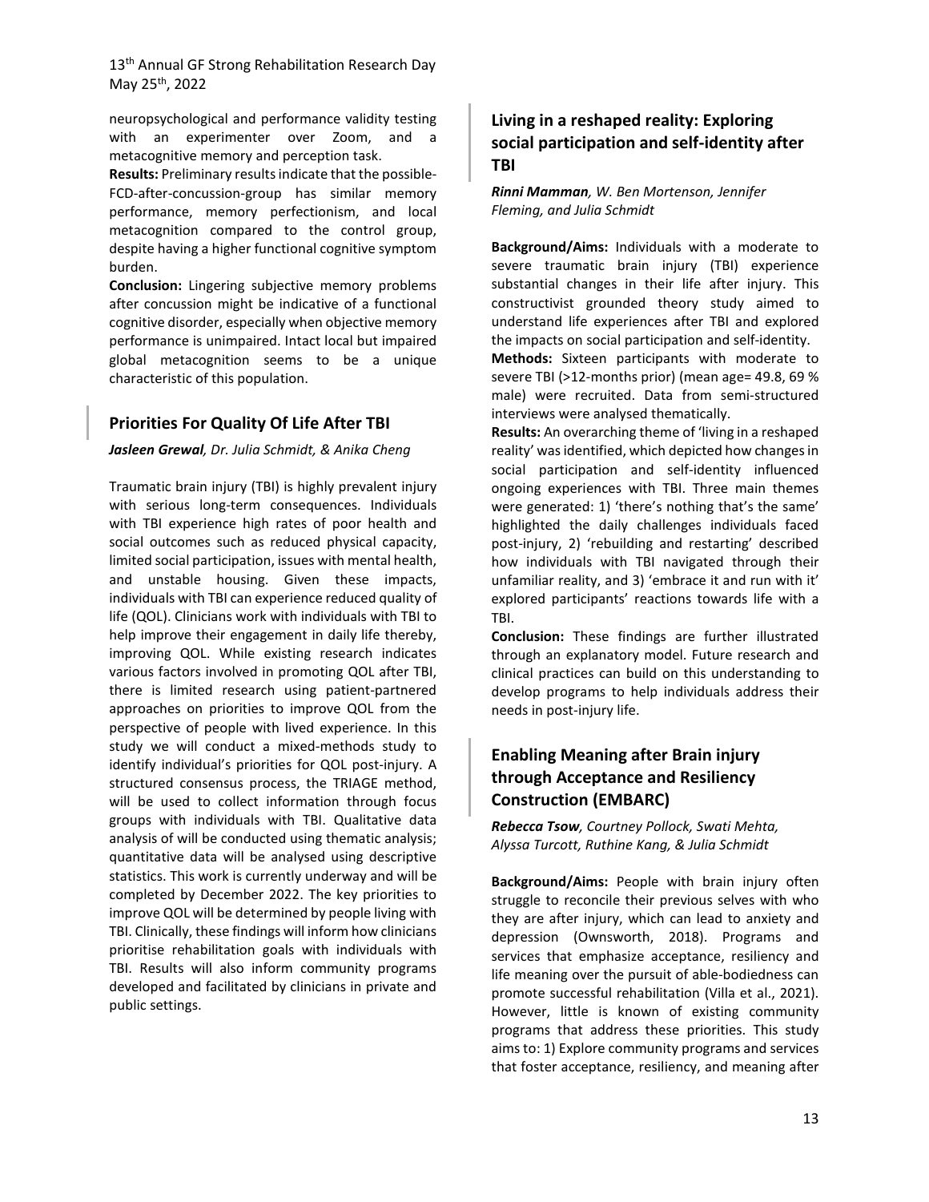neuropsychological and performance validity testing with an experimenter over Zoom, and a metacognitive memory and perception task.

**Results:** Preliminary results indicate that the possible-FCD-after-concussion-group has similar memory performance, memory perfectionism, and local metacognition compared to the control group, despite having a higher functional cognitive symptom burden.

**Conclusion:** Lingering subjective memory problems after concussion might be indicative of a functional cognitive disorder, especially when objective memory performance is unimpaired. Intact local but impaired global metacognition seems to be a unique characteristic of this population.

## Priorities For Quality Of Life After TBI

***Jasleen Grewal**, Dr. Julia Schmidt, & Anika Cheng*

Traumatic brain injury (TBI) is highly prevalent injury with serious long-term consequences. Individuals with TBI experience high rates of poor health and social outcomes such as reduced physical capacity, limited social participation, issues with mental health, and unstable housing. Given these impacts, individuals with TBI can experience reduced quality of life (QOL). Clinicians work with individuals with TBI to help improve their engagement in daily life thereby, improving QOL. While existing research indicates various factors involved in promoting QOL after TBI, there is limited research using patient-partnered approaches on priorities to improve QOL from the perspective of people with lived experience. In this study we will conduct a mixed-methods study to identify individual's priorities for QOL post-injury. A structured consensus process, the TRIAGE method, will be used to collect information through focus groups with individuals with TBI. Qualitative data analysis of will be conducted using thematic analysis; quantitative data will be analysed using descriptive statistics. This work is currently underway and will be completed by December 2022. The key priorities to improve QOL will be determined by people living with TBI. Clinically, these findings will inform how clinicians prioritise rehabilitation goals with individuals with TBI. Results will also inform community programs developed and facilitated by clinicians in private and public settings.

## Living in a reshaped reality: Exploring social participation and self-identity after TBI

***Rinni Mamman**, W. Ben Mortenson, Jennifer Fleming, and Julia Schmidt*

**Background/Aims:** Individuals with a moderate to severe traumatic brain injury (TBI) experience substantial changes in their life after injury. This constructivist grounded theory study aimed to understand life experiences after TBI and explored the impacts on social participation and self-identity.

**Methods:** Sixteen participants with moderate to severe TBI (>12-months prior) (mean age= 49.8, 69 % male) were recruited. Data from semi-structured interviews were analysed thematically.

**Results:** An overarching theme of 'living in a reshaped reality' was identified, which depicted how changes in social participation and self-identity influenced ongoing experiences with TBI. Three main themes were generated: 1) 'there's nothing that's the same' highlighted the daily challenges individuals faced post-injury, 2) 'rebuilding and restarting' described how individuals with TBI navigated through their unfamiliar reality, and 3) 'embrace it and run with it' explored participants' reactions towards life with a TBI.

**Conclusion:** These findings are further illustrated through an explanatory model. Future research and clinical practices can build on this understanding to develop programs to help individuals address their needs in post-injury life.

## Enabling Meaning after Brain injury through Acceptance and Resiliency Construction (EMBARC)

***Rebecca Tsow**, Courtney Pollock, Swati Mehta, Alyssa Turcott, Ruthine Kang, & Julia Schmidt*

**Background/Aims:** People with brain injury often struggle to reconcile their previous selves with who they are after injury, which can lead to anxiety and depression (Ownsworth, 2018). Programs and services that emphasize acceptance, resiliency and life meaning over the pursuit of able-bodiedness can promote successful rehabilitation (Villa et al., 2021). However, little is known of existing community programs that address these priorities. This study aims to: 1) Explore community programs and services that foster acceptance, resiliency, and meaning after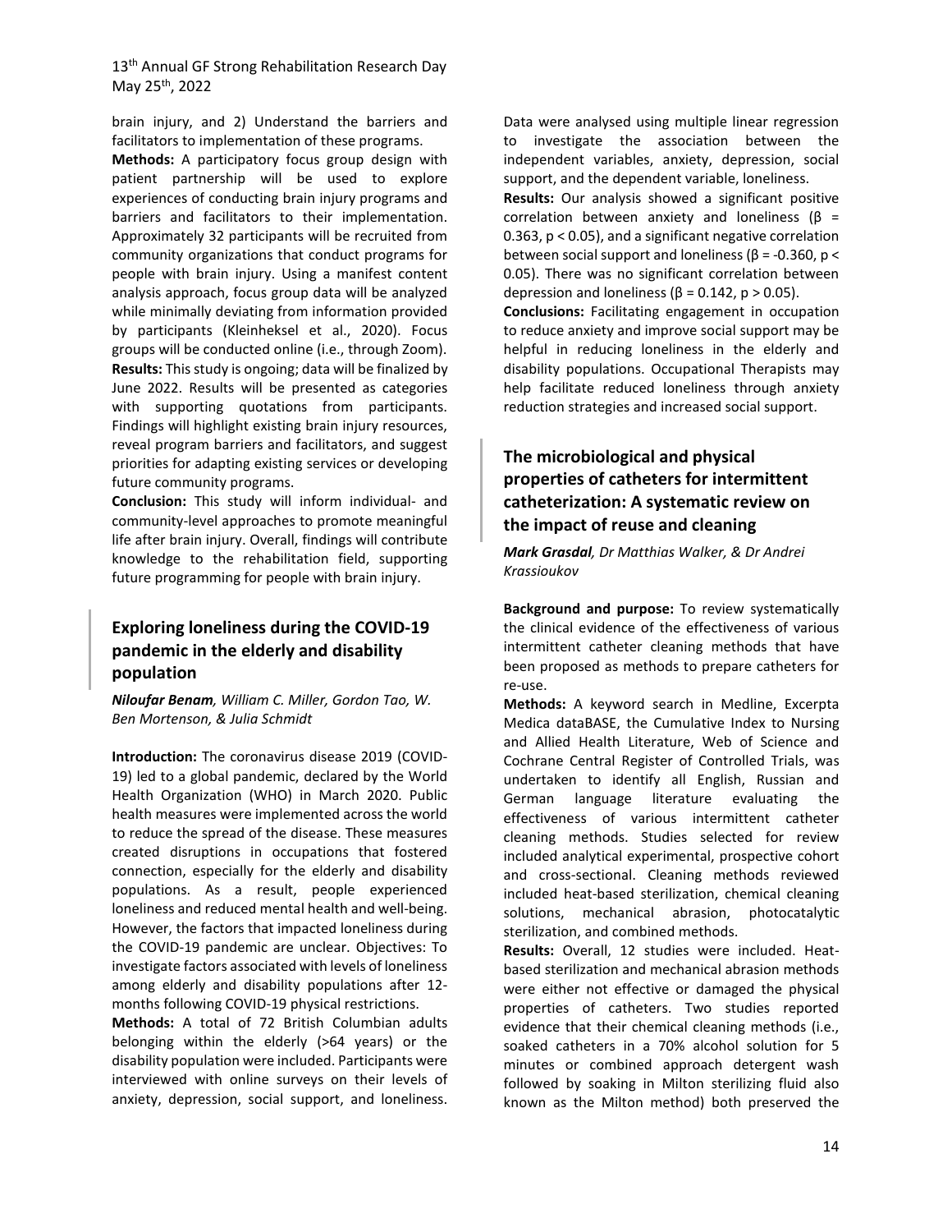brain injury, and 2) Understand the barriers and facilitators to implementation of these programs.

**Methods:** A participatory focus group design with patient partnership will be used to explore experiences of conducting brain injury programs and barriers and facilitators to their implementation. Approximately 32 participants will be recruited from community organizations that conduct programs for people with brain injury. Using a manifest content analysis approach, focus group data will be analyzed while minimally deviating from information provided by participants (Kleinheksel et al., 2020). Focus groups will be conducted online (i.e., through Zoom).

**Results:** This study is ongoing; data will be finalized by June 2022. Results will be presented as categories with supporting quotations from participants. Findings will highlight existing brain injury resources, reveal program barriers and facilitators, and suggest priorities for adapting existing services or developing future community programs.

**Conclusion:** This study will inform individual- and community-level approaches to promote meaningful life after brain injury. Overall, findings will contribute knowledge to the rehabilitation field, supporting future programming for people with brain injury.

## Exploring loneliness during the COVID-19 pandemic in the elderly and disability population

***Niloufar Benam**, William C. Miller, Gordon Tao, W. Ben Mortenson, & Julia Schmidt*

**Introduction:** The coronavirus disease 2019 (COVID-19) led to a global pandemic, declared by the World Health Organization (WHO) in March 2020. Public health measures were implemented across the world to reduce the spread of the disease. These measures created disruptions in occupations that fostered connection, especially for the elderly and disability populations. As a result, people experienced loneliness and reduced mental health and well-being. However, the factors that impacted loneliness during the COVID-19 pandemic are unclear. Objectives: To investigate factors associated with levels of loneliness among elderly and disability populations after 12-months following COVID-19 physical restrictions.

**Methods:** A total of 72 British Columbian adults belonging within the elderly (>64 years) or the disability population were included. Participants were interviewed with online surveys on their levels of anxiety, depression, social support, and loneliness. Data were analysed using multiple linear regression to investigate the association between the independent variables, anxiety, depression, social support, and the dependent variable, loneliness.

**Results:** Our analysis showed a significant positive correlation between anxiety and loneliness ($\beta = 0.363$, $p < 0.05$), and a significant negative correlation between social support and loneliness ($\beta = -0.360$, $p < 0.05$). There was no significant correlation between depression and loneliness ($\beta = 0.142$, $p > 0.05$).

**Conclusions:** Facilitating engagement in occupation to reduce anxiety and improve social support may be helpful in reducing loneliness in the elderly and disability populations. Occupational Therapists may help facilitate reduced loneliness through anxiety reduction strategies and increased social support.

## The microbiological and physical properties of catheters for intermittent catheterization: A systematic review on the impact of reuse and cleaning

***Mark Grasdal**, Dr Matthias Walker, & Dr Andrei Krassioukov*

**Background and purpose:** To review systematically the clinical evidence of the effectiveness of various intermittent catheter cleaning methods that have been proposed as methods to prepare catheters for re-use.

**Methods:** A keyword search in Medline, Excerpta Medica dataBASE, the Cumulative Index to Nursing and Allied Health Literature, Web of Science and Cochrane Central Register of Controlled Trials, was undertaken to identify all English, Russian and German language literature evaluating the effectiveness of various intermittent catheter cleaning methods. Studies selected for review included analytical experimental, prospective cohort and cross-sectional. Cleaning methods reviewed included heat-based sterilization, chemical cleaning solutions, mechanical abrasion, photocatalytic sterilization, and combined methods.

**Results:** Overall, 12 studies were included. Heat-based sterilization and mechanical abrasion methods were either not effective or damaged the physical properties of catheters. Two studies reported evidence that their chemical cleaning methods (i.e., soaked catheters in a 70% alcohol solution for 5 minutes or combined approach detergent wash followed by soaking in Milton sterilizing fluid also known as the Milton method) both preserved the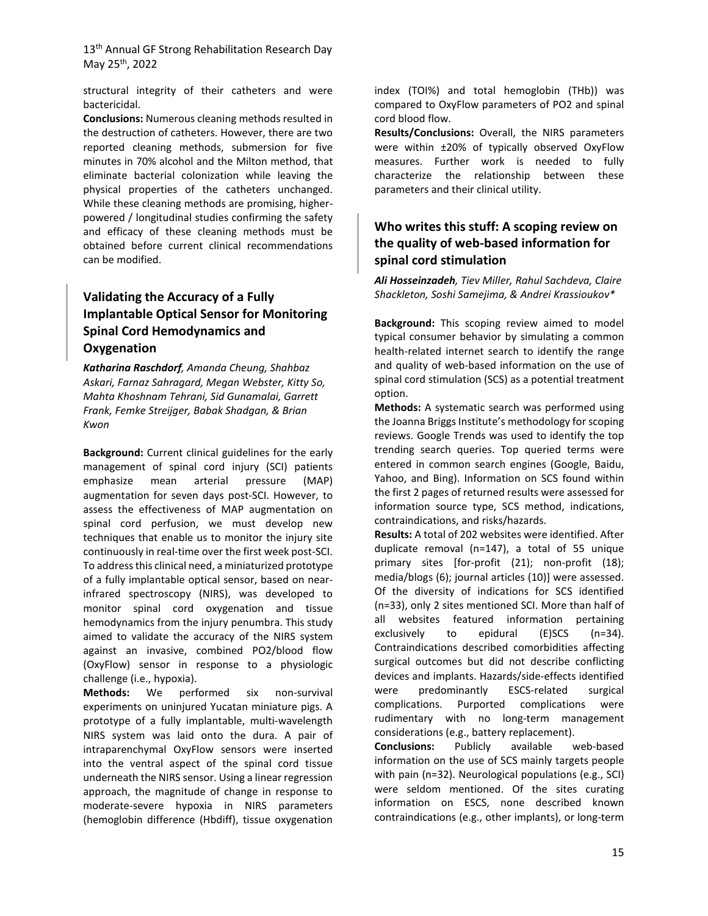structural integrity of their catheters and were bactericidal.

**Conclusions:** Numerous cleaning methods resulted in the destruction of catheters. However, there are two reported cleaning methods, submersion for five minutes in 70% alcohol and the Milton method, that eliminate bacterial colonization while leaving the physical properties of the catheters unchanged. While these cleaning methods are promising, higher-powered / longitudinal studies confirming the safety and efficacy of these cleaning methods must be obtained before current clinical recommendations can be modified.

## Validating the Accuracy of a Fully Implantable Optical Sensor for Monitoring Spinal Cord Hemodynamics and Oxygenation

***Katharina Raschdorf**, Amanda Cheung, Shahbaz Askari, Farnaz Sahragard, Megan Webster, Kitty So, Mahta Khoshnam Tehrani, Sid Gunamalai, Garrett Frank, Femke Streijger, Babak Shadgan, & Brian Kwon*

**Background:** Current clinical guidelines for the early management of spinal cord injury (SCI) patients emphasize mean arterial pressure (MAP) augmentation for seven days post-SCI. However, to assess the effectiveness of MAP augmentation on spinal cord perfusion, we must develop new techniques that enable us to monitor the injury site continuously in real-time over the first week post-SCI. To address this clinical need, a miniaturized prototype of a fully implantable optical sensor, based on near-infrared spectroscopy (NIRS), was developed to monitor spinal cord oxygenation and tissue hemodynamics from the injury penumbra. This study aimed to validate the accuracy of the NIRS system against an invasive, combined PO2/blood flow (OxyFlow) sensor in response to a physiologic challenge (i.e., hypoxia).

**Methods:** We performed six non-survival experiments on uninjured Yucatan miniature pigs. A prototype of a fully implantable, multi-wavelength NIRS system was laid onto the dura. A pair of intraparenchymal OxyFlow sensors were inserted into the ventral aspect of the spinal cord tissue underneath the NIRS sensor. Using a linear regression approach, the magnitude of change in response to moderate-severe hypoxia in NIRS parameters (hemoglobin difference (Hbdiff), tissue oxygenation index (TOI%) and total hemoglobin (THb)) was compared to OxyFlow parameters of PO2 and spinal cord blood flow.

**Results/Conclusions:** Overall, the NIRS parameters were within ±20% of typically observed OxyFlow measures. Further work is needed to fully characterize the relationship between these parameters and their clinical utility.

## Who writes this stuff: A scoping review on the quality of web-based information for spinal cord stimulation

***Ali Hosseinzadeh**, Tiev Miller, Rahul Sachdeva, Claire Shackleton, Soshi Samejima, & Andrei Krassioukov**

**Background:** This scoping review aimed to model typical consumer behavior by simulating a common health-related internet search to identify the range and quality of web-based information on the use of spinal cord stimulation (SCS) as a potential treatment option.

**Methods:** A systematic search was performed using the Joanna Briggs Institute's methodology for scoping reviews. Google Trends was used to identify the top trending search queries. Top queried terms were entered in common search engines (Google, Baidu, Yahoo, and Bing). Information on SCS found within the first 2 pages of returned results were assessed for information source type, SCS method, indications, contraindications, and risks/hazards.

**Results:** A total of 202 websites were identified. After duplicate removal (n=147), a total of 55 unique primary sites [for-profit (21); non-profit (18); media/blogs (6); journal articles (10)] were assessed. Of the diversity of indications for SCS identified (n=33), only 2 sites mentioned SCI. More than half of all websites featured information pertaining exclusively to epidural (E)SCS (n=34). Contraindications described comorbidities affecting surgical outcomes but did not describe conflicting devices and implants. Hazards/side-effects identified were predominantly ESCS-related surgical complications. Purported complications were rudimentary with no long-term management considerations (e.g., battery replacement).

**Conclusions:** Publicly available web-based information on the use of SCS mainly targets people with pain (n=32). Neurological populations (e.g., SCI) were seldom mentioned. Of the sites curating information on ESCS, none described known contraindications (e.g., other implants), or long-term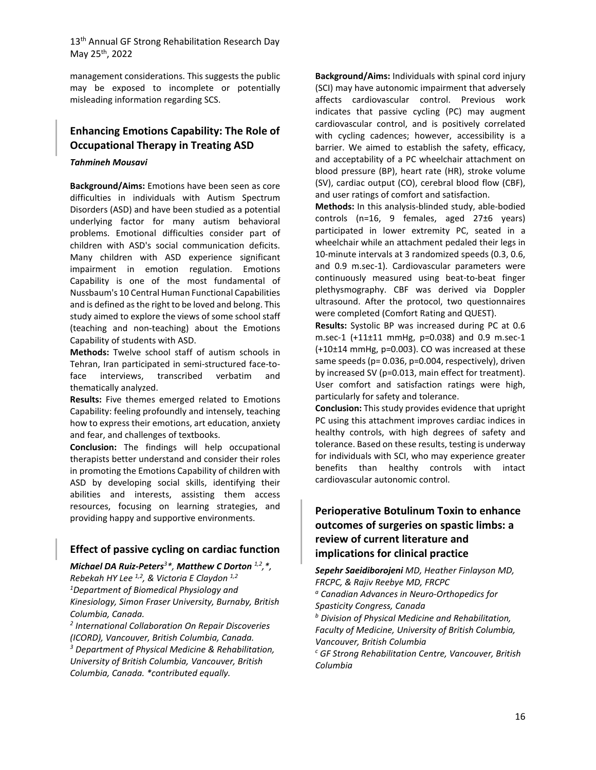management considerations. This suggests the public may be exposed to incomplete or potentially misleading information regarding SCS.

## Enhancing Emotions Capability: The Role of Occupational Therapy in Treating ASD

***Tahmineh Mousavi***

**Background/Aims:** Emotions have been seen as core difficulties in individuals with Autism Spectrum Disorders (ASD) and have been studied as a potential underlying factor for many autism behavioral problems. Emotional difficulties consider part of children with ASD's social communication deficits. Many children with ASD experience significant impairment in emotion regulation. Emotions Capability is one of the most fundamental of Nussbaum's 10 Central Human Functional Capabilities and is defined as the right to be loved and belong. This study aimed to explore the views of some school staff (teaching and non-teaching) about the Emotions Capability of students with ASD.

**Methods:** Twelve school staff of autism schools in Tehran, Iran participated in semi-structured face-to-face interviews, transcribed verbatim and thematically analyzed.

**Results:** Five themes emerged related to Emotions Capability: feeling profoundly and intensely, teaching how to express their emotions, art education, anxiety and fear, and challenges of textbooks.

**Conclusion:** The findings will help occupational therapists better understand and consider their roles in promoting the Emotions Capability of children with ASD by developing social skills, identifying their abilities and interests, assisting them access resources, focusing on learning strategies, and providing happy and supportive environments.

## Effect of passive cycling on cardiac function

***Michael DA Ruiz-Peters[3]\*, Matthew C Dorton [1,2],\*, Rebekah HY Lee [1,2], & Victoria E Claydon [1,2]***

*[1]Department of Biomedical Physiology and Kinesiology, Simon Fraser University, Burnaby, British Columbia, Canada.*

*[2] International Collaboration On Repair Discoveries (ICORD), Vancouver, British Columbia, Canada.*

*[3] Department of Physical Medicine & Rehabilitation, University of British Columbia, Vancouver, British Columbia, Canada. \*contributed equally.*

**Background/Aims:** Individuals with spinal cord injury (SCI) may have autonomic impairment that adversely affects cardiovascular control. Previous work indicates that passive cycling (PC) may augment cardiovascular control, and is positively correlated with cycling cadences; however, accessibility is a barrier. We aimed to establish the safety, efficacy, and acceptability of a PC wheelchair attachment on blood pressure (BP), heart rate (HR), stroke volume (SV), cardiac output (CO), cerebral blood flow (CBF), and user ratings of comfort and satisfaction.

**Methods:** In this analysis-blinded study, able-bodied controls (n=16, 9 females, aged 27±6 years) participated in lower extremity PC, seated in a wheelchair while an attachment pedaled their legs in 10-minute intervals at 3 randomized speeds (0.3, 0.6, and 0.9 m.sec-1). Cardiovascular parameters were continuously measured using beat-to-beat finger plethysmography. CBF was derived via Doppler ultrasound. After the protocol, two questionnaires were completed (Comfort Rating and QUEST).

**Results:** Systolic BP was increased during PC at 0.6 m.sec-1 (+11±11 mmHg, p=0.038) and 0.9 m.sec-1 (+10±14 mmHg, p=0.003). CO was increased at these same speeds (p= 0.036, p=0.004, respectively), driven by increased SV (p=0.013, main effect for treatment). User comfort and satisfaction ratings were high, particularly for safety and tolerance.

**Conclusion:** This study provides evidence that upright PC using this attachment improves cardiac indices in healthy controls, with high degrees of safety and tolerance. Based on these results, testing is underway for individuals with SCI, who may experience greater benefits than healthy controls with intact cardiovascular autonomic control.

## Perioperative Botulinum Toxin to enhance outcomes of surgeries on spastic limbs: a review of current literature and implications for clinical practice

***Sepehr Saeidiborojeni** MD, Heather Finlayson MD, FRCPC, & Rajiv Reebye MD, FRCPC*

*[a] Canadian Advances in Neuro-Orthopedics for Spasticity Congress, Canada*

*[b] Division of Physical Medicine and Rehabilitation, Faculty of Medicine, University of British Columbia, Vancouver, British Columbia*

*[c] GF Strong Rehabilitation Centre, Vancouver, British Columbia*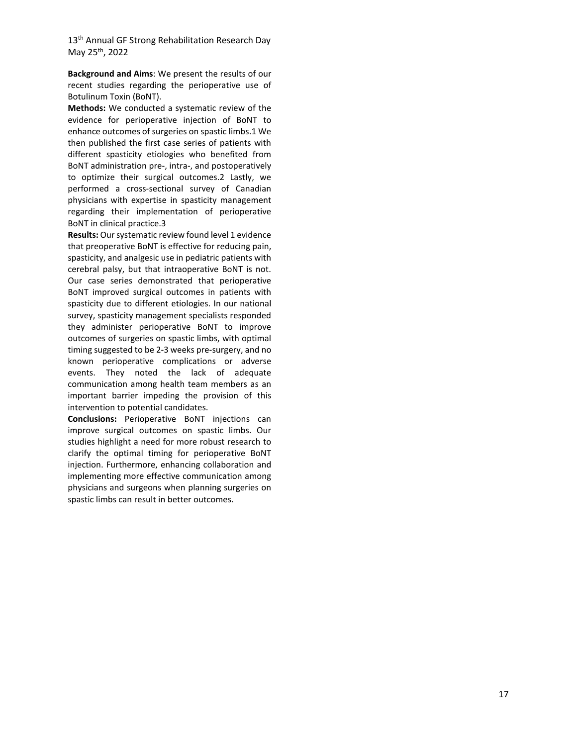13th Annual GF Strong Rehabilitation Research Day
May 25th, 2022

**Background and Aims**: We present the results of our recent studies regarding the perioperative use of Botulinum Toxin (BoNT).

**Methods:** We conducted a systematic review of the evidence for perioperative injection of BoNT to enhance outcomes of surgeries on spastic limbs.1 We then published the first case series of patients with different spasticity etiologies who benefited from BoNT administration pre-, intra-, and postoperatively to optimize their surgical outcomes.2 Lastly, we performed a cross-sectional survey of Canadian physicians with expertise in spasticity management regarding their implementation of perioperative BoNT in clinical practice.3

**Results:** Our systematic review found level 1 evidence that preoperative BoNT is effective for reducing pain, spasticity, and analgesic use in pediatric patients with cerebral palsy, but that intraoperative BoNT is not. Our case series demonstrated that perioperative BoNT improved surgical outcomes in patients with spasticity due to different etiologies. In our national survey, spasticity management specialists responded they administer perioperative BoNT to improve outcomes of surgeries on spastic limbs, with optimal timing suggested to be 2-3 weeks pre-surgery, and no known perioperative complications or adverse events. They noted the lack of adequate communication among health team members as an important barrier impeding the provision of this intervention to potential candidates.

**Conclusions:** Perioperative BoNT injections can improve surgical outcomes on spastic limbs. Our studies highlight a need for more robust research to clarify the optimal timing for perioperative BoNT injection. Furthermore, enhancing collaboration and implementing more effective communication among physicians and surgeons when planning surgeries on spastic limbs can result in better outcomes.